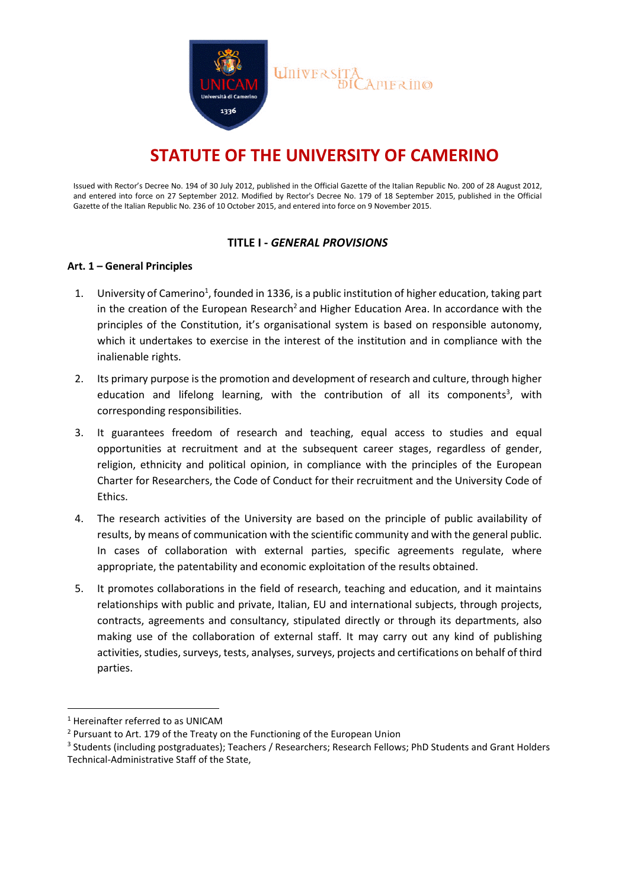# STATUTE OF THE UNIVERSITY OF CAMERINO

Issued with Rector's Decree No. 194 of 30 July 2012, published in the Official Gazette of the Italian Republic No. 200 of 28 August 2012, and entered into force on 27 September 2012. Modified by Rector's Decree No. 179 of 18 September 2015, published in the Official Gazette of the Italian Republic No. 236 of 10 October 2015, and entered into force on 9 November 2015.

## TITLE I - *GENERAL PROVISIONS*

### Art. 1 – General Principles

1. University of Camerino[1], founded in 1336, is a public institution of higher education, taking part in the creation of the European Research[2] and Higher Education Area. In accordance with the principles of the Constitution, it's organisational system is based on responsible autonomy, which it undertakes to exercise in the interest of the institution and in compliance with the inalienable rights.
2. Its primary purpose is the promotion and development of research and culture, through higher education and lifelong learning, with the contribution of all its components[3], with corresponding responsibilities.
3. It guarantees freedom of research and teaching, equal access to studies and equal opportunities at recruitment and at the subsequent career stages, regardless of gender, religion, ethnicity and political opinion, in compliance with the principles of the European Charter for Researchers, the Code of Conduct for their recruitment and the University Code of Ethics.
4. The research activities of the University are based on the principle of public availability of results, by means of communication with the scientific community and with the general public. In cases of collaboration with external parties, specific agreements regulate, where appropriate, the patentability and economic exploitation of the results obtained.
5. It promotes collaborations in the field of research, teaching and education, and it maintains relationships with public and private, Italian, EU and international subjects, through projects, contracts, agreements and consultancy, stipulated directly or through its departments, also making use of the collaboration of external staff. It may carry out any kind of publishing activities, studies, surveys, tests, analyses, surveys, projects and certifications on behalf of third parties.

---

[1] Hereinafter referred to as UNICAM

[2] Pursuant to Art. 179 of the Treaty on the Functioning of the European Union

[3] Students (including postgraduates); Teachers / Researchers; Research Fellows; PhD Students and Grant Holders Technical-Administrative Staff of the State,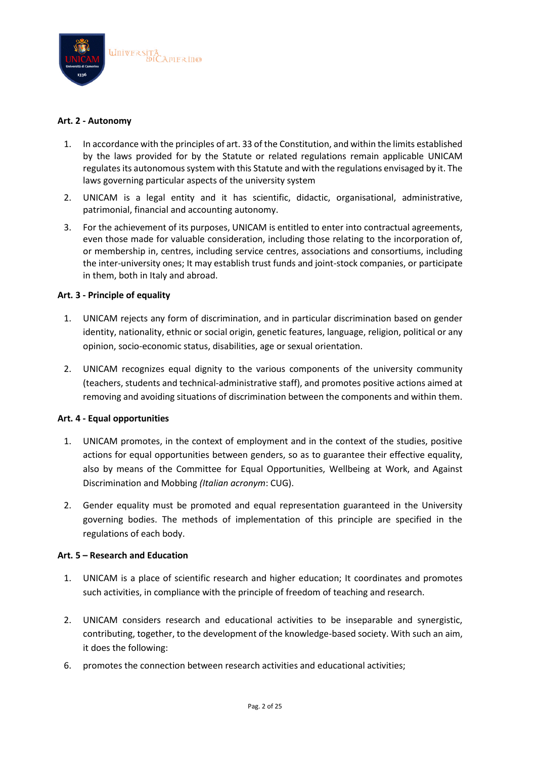**Art. 2 - Autonomy**

1. In accordance with the principles of art. 33 of the Constitution, and within the limits established by the laws provided for by the Statute or related regulations remain applicable UNICAM regulates its autonomous system with this Statute and with the regulations envisaged by it. The laws governing particular aspects of the university system
2. UNICAM is a legal entity and it has scientific, didactic, organisational, administrative, patrimonial, financial and accounting autonomy.
3. For the achievement of its purposes, UNICAM is entitled to enter into contractual agreements, even those made for valuable consideration, including those relating to the incorporation of, or membership in, centres, including service centres, associations and consortiums, including the inter-university ones; It may establish trust funds and joint-stock companies, or participate in them, both in Italy and abroad.

**Art. 3 - Principle of equality**

1. UNICAM rejects any form of discrimination, and in particular discrimination based on gender identity, nationality, ethnic or social origin, genetic features, language, religion, political or any opinion, socio-economic status, disabilities, age or sexual orientation.
2. UNICAM recognizes equal dignity to the various components of the university community (teachers, students and technical-administrative staff), and promotes positive actions aimed at removing and avoiding situations of discrimination between the components and within them.

**Art. 4 - Equal opportunities**

1. UNICAM promotes, in the context of employment and in the context of the studies, positive actions for equal opportunities between genders, so as to guarantee their effective equality, also by means of the Committee for Equal Opportunities, Wellbeing at Work, and Against Discrimination and Mobbing *(Italian acronym*: CUG).
2. Gender equality must be promoted and equal representation guaranteed in the University governing bodies. The methods of implementation of this principle are specified in the regulations of each body.

**Art. 5 – Research and Education**

1. UNICAM is a place of scientific research and higher education; It coordinates and promotes such activities, in compliance with the principle of freedom of teaching and research.
2. UNICAM considers research and educational activities to be inseparable and synergistic, contributing, together, to the development of the knowledge-based society. With such an aim, it does the following:

6. promotes the connection between research activities and educational activities;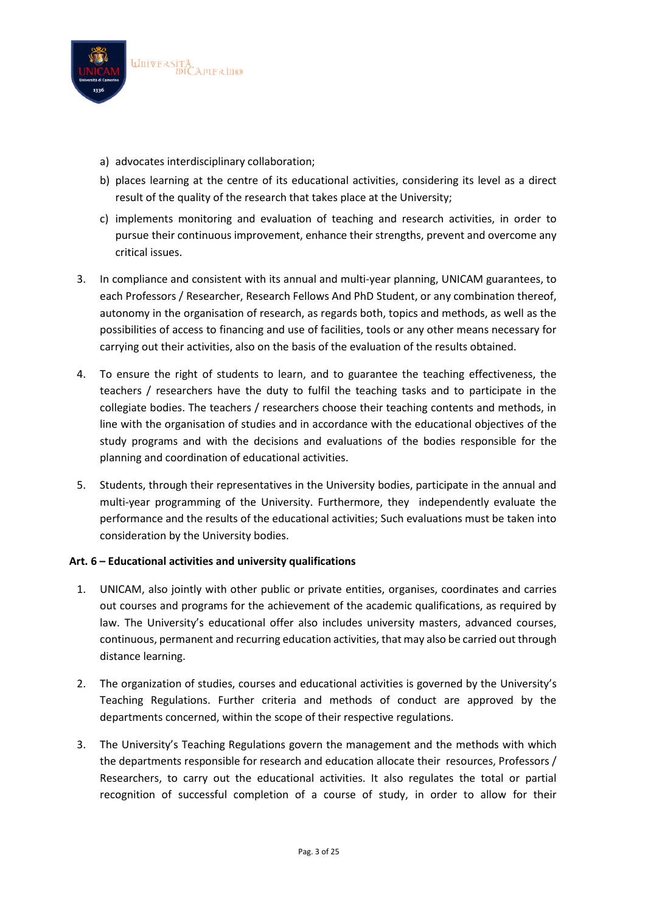a) advocates interdisciplinary collaboration;
b) places learning at the centre of its educational activities, considering its level as a direct result of the quality of the research that takes place at the University;
c) implements monitoring and evaluation of teaching and research activities, in order to pursue their continuous improvement, enhance their strengths, prevent and overcome any critical issues.

3. In compliance and consistent with its annual and multi-year planning, UNICAM guarantees, to each Professors / Researcher, Research Fellows And PhD Student, or any combination thereof, autonomy in the organisation of research, as regards both, topics and methods, as well as the possibilities of access to financing and use of facilities, tools or any other means necessary for carrying out their activities, also on the basis of the evaluation of the results obtained.

4. To ensure the right of students to learn, and to guarantee the teaching effectiveness, the teachers / researchers have the duty to fulfil the teaching tasks and to participate in the collegiate bodies. The teachers / researchers choose their teaching contents and methods, in line with the organisation of studies and in accordance with the educational objectives of the study programs and with the decisions and evaluations of the bodies responsible for the planning and coordination of educational activities.

5. Students, through their representatives in the University bodies, participate in the annual and multi-year programming of the University. Furthermore, they independently evaluate the performance and the results of the educational activities; Such evaluations must be taken into consideration by the University bodies.

**Art. 6 – Educational activities and university qualifications**

1. UNICAM, also jointly with other public or private entities, organises, coordinates and carries out courses and programs for the achievement of the academic qualifications, as required by law. The University's educational offer also includes university masters, advanced courses, continuous, permanent and recurring education activities, that may also be carried out through distance learning.

2. The organization of studies, courses and educational activities is governed by the University's Teaching Regulations. Further criteria and methods of conduct are approved by the departments concerned, within the scope of their respective regulations.

3. The University's Teaching Regulations govern the management and the methods with which the departments responsible for research and education allocate their resources, Professors / Researchers, to carry out the educational activities. It also regulates the total or partial recognition of successful completion of a course of study, in order to allow for their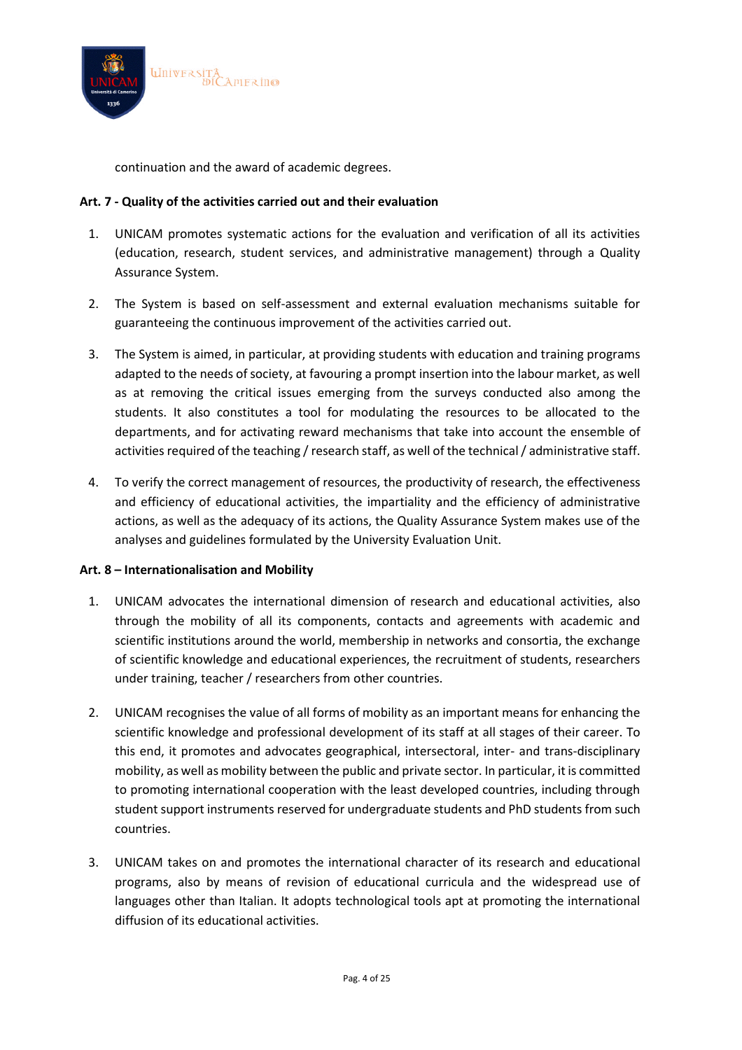continuation and the award of academic degrees.

**Art. 7 - Quality of the activities carried out and their evaluation**

1. UNICAM promotes systematic actions for the evaluation and verification of all its activities (education, research, student services, and administrative management) through a Quality Assurance System.

2. The System is based on self-assessment and external evaluation mechanisms suitable for guaranteeing the continuous improvement of the activities carried out.

3. The System is aimed, in particular, at providing students with education and training programs adapted to the needs of society, at favouring a prompt insertion into the labour market, as well as at removing the critical issues emerging from the surveys conducted also among the students. It also constitutes a tool for modulating the resources to be allocated to the departments, and for activating reward mechanisms that take into account the ensemble of activities required of the teaching / research staff, as well of the technical / administrative staff.

4. To verify the correct management of resources, the productivity of research, the effectiveness and efficiency of educational activities, the impartiality and the efficiency of administrative actions, as well as the adequacy of its actions, the Quality Assurance System makes use of the analyses and guidelines formulated by the University Evaluation Unit.

**Art. 8 – Internationalisation and Mobility**

1. UNICAM advocates the international dimension of research and educational activities, also through the mobility of all its components, contacts and agreements with academic and scientific institutions around the world, membership in networks and consortia, the exchange of scientific knowledge and educational experiences, the recruitment of students, researchers under training, teacher / researchers from other countries.

2. UNICAM recognises the value of all forms of mobility as an important means for enhancing the scientific knowledge and professional development of its staff at all stages of their career. To this end, it promotes and advocates geographical, intersectoral, inter- and trans-disciplinary mobility, as well as mobility between the public and private sector. In particular, it is committed to promoting international cooperation with the least developed countries, including through student support instruments reserved for undergraduate students and PhD students from such countries.

3. UNICAM takes on and promotes the international character of its research and educational programs, also by means of revision of educational curricula and the widespread use of languages other than Italian. It adopts technological tools apt at promoting the international diffusion of its educational activities.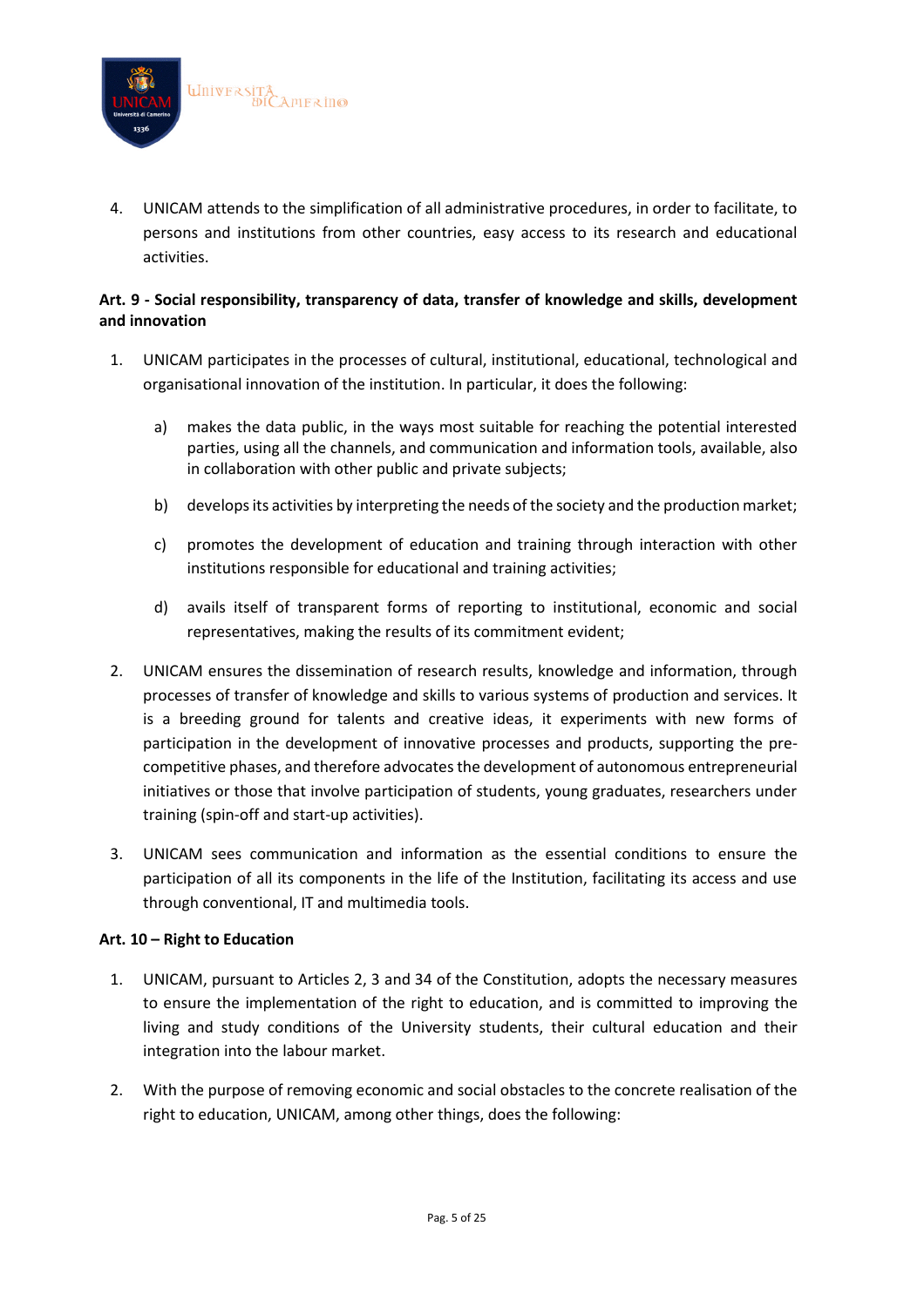4. UNICAM attends to the simplification of all administrative procedures, in order to facilitate, to persons and institutions from other countries, easy access to its research and educational activities.

**Art. 9 - Social responsibility, transparency of data, transfer of knowledge and skills, development and innovation**

1. UNICAM participates in the processes of cultural, institutional, educational, technological and organisational innovation of the institution. In particular, it does the following:

    a) makes the data public, in the ways most suitable for reaching the potential interested parties, using all the channels, and communication and information tools, available, also in collaboration with other public and private subjects;

    b) develops its activities by interpreting the needs of the society and the production market;

    c) promotes the development of education and training through interaction with other institutions responsible for educational and training activities;

    d) avails itself of transparent forms of reporting to institutional, economic and social representatives, making the results of its commitment evident;

2. UNICAM ensures the dissemination of research results, knowledge and information, through processes of transfer of knowledge and skills to various systems of production and services. It is a breeding ground for talents and creative ideas, it experiments with new forms of participation in the development of innovative processes and products, supporting the pre-competitive phases, and therefore advocates the development of autonomous entrepreneurial initiatives or those that involve participation of students, young graduates, researchers under training (spin-off and start-up activities).

3. UNICAM sees communication and information as the essential conditions to ensure the participation of all its components in the life of the Institution, facilitating its access and use through conventional, IT and multimedia tools.

**Art. 10 – Right to Education**

1. UNICAM, pursuant to Articles 2, 3 and 34 of the Constitution, adopts the necessary measures to ensure the implementation of the right to education, and is committed to improving the living and study conditions of the University students, their cultural education and their integration into the labour market.

2. With the purpose of removing economic and social obstacles to the concrete realisation of the right to education, UNICAM, among other things, does the following: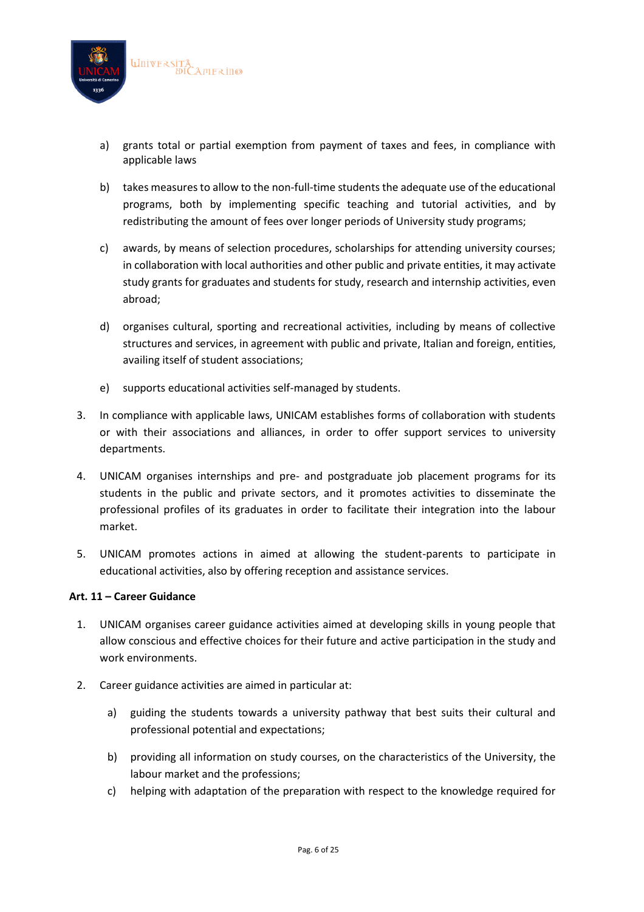a) grants total or partial exemption from payment of taxes and fees, in compliance with applicable laws

b) takes measures to allow to the non-full-time students the adequate use of the educational programs, both by implementing specific teaching and tutorial activities, and by redistributing the amount of fees over longer periods of University study programs;

c) awards, by means of selection procedures, scholarships for attending university courses; in collaboration with local authorities and other public and private entities, it may activate study grants for graduates and students for study, research and internship activities, even abroad;

d) organises cultural, sporting and recreational activities, including by means of collective structures and services, in agreement with public and private, Italian and foreign, entities, availing itself of student associations;

e) supports educational activities self-managed by students.

3. In compliance with applicable laws, UNICAM establishes forms of collaboration with students or with their associations and alliances, in order to offer support services to university departments.

4. UNICAM organises internships and pre- and postgraduate job placement programs for its students in the public and private sectors, and it promotes activities to disseminate the professional profiles of its graduates in order to facilitate their integration into the labour market.

5. UNICAM promotes actions in aimed at allowing the student-parents to participate in educational activities, also by offering reception and assistance services.

**Art. 11 – Career Guidance**

1. UNICAM organises career guidance activities aimed at developing skills in young people that allow conscious and effective choices for their future and active participation in the study and work environments.

2. Career guidance activities are aimed in particular at:

   a) guiding the students towards a university pathway that best suits their cultural and professional potential and expectations;

   b) providing all information on study courses, on the characteristics of the University, the labour market and the professions;

   c) helping with adaptation of the preparation with respect to the knowledge required for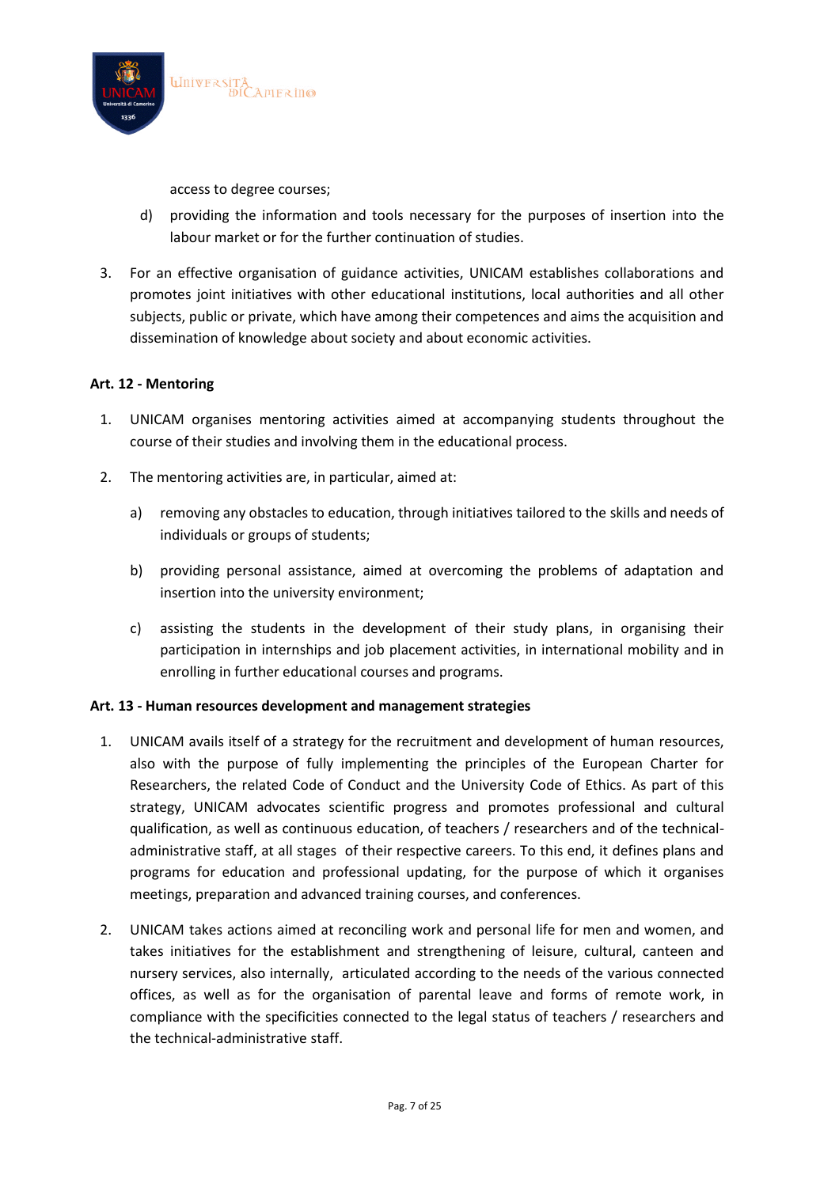access to degree courses;

d) providing the information and tools necessary for the purposes of insertion into the labour market or for the further continuation of studies.

3. For an effective organisation of guidance activities, UNICAM establishes collaborations and promotes joint initiatives with other educational institutions, local authorities and all other subjects, public or private, which have among their competences and aims the acquisition and dissemination of knowledge about society and about economic activities.

**Art. 12 - Mentoring**

1. UNICAM organises mentoring activities aimed at accompanying students throughout the course of their studies and involving them in the educational process.

2. The mentoring activities are, in particular, aimed at:

   a) removing any obstacles to education, through initiatives tailored to the skills and needs of individuals or groups of students;

   b) providing personal assistance, aimed at overcoming the problems of adaptation and insertion into the university environment;

   c) assisting the students in the development of their study plans, in organising their participation in internships and job placement activities, in international mobility and in enrolling in further educational courses and programs.

**Art. 13 - Human resources development and management strategies**

1. UNICAM avails itself of a strategy for the recruitment and development of human resources, also with the purpose of fully implementing the principles of the European Charter for Researchers, the related Code of Conduct and the University Code of Ethics. As part of this strategy, UNICAM advocates scientific progress and promotes professional and cultural qualification, as well as continuous education, of teachers / researchers and of the technical-administrative staff, at all stages of their respective careers. To this end, it defines plans and programs for education and professional updating, for the purpose of which it organises meetings, preparation and advanced training courses, and conferences.

2. UNICAM takes actions aimed at reconciling work and personal life for men and women, and takes initiatives for the establishment and strengthening of leisure, cultural, canteen and nursery services, also internally, articulated according to the needs of the various connected offices, as well as for the organisation of parental leave and forms of remote work, in compliance with the specificities connected to the legal status of teachers / researchers and the technical-administrative staff.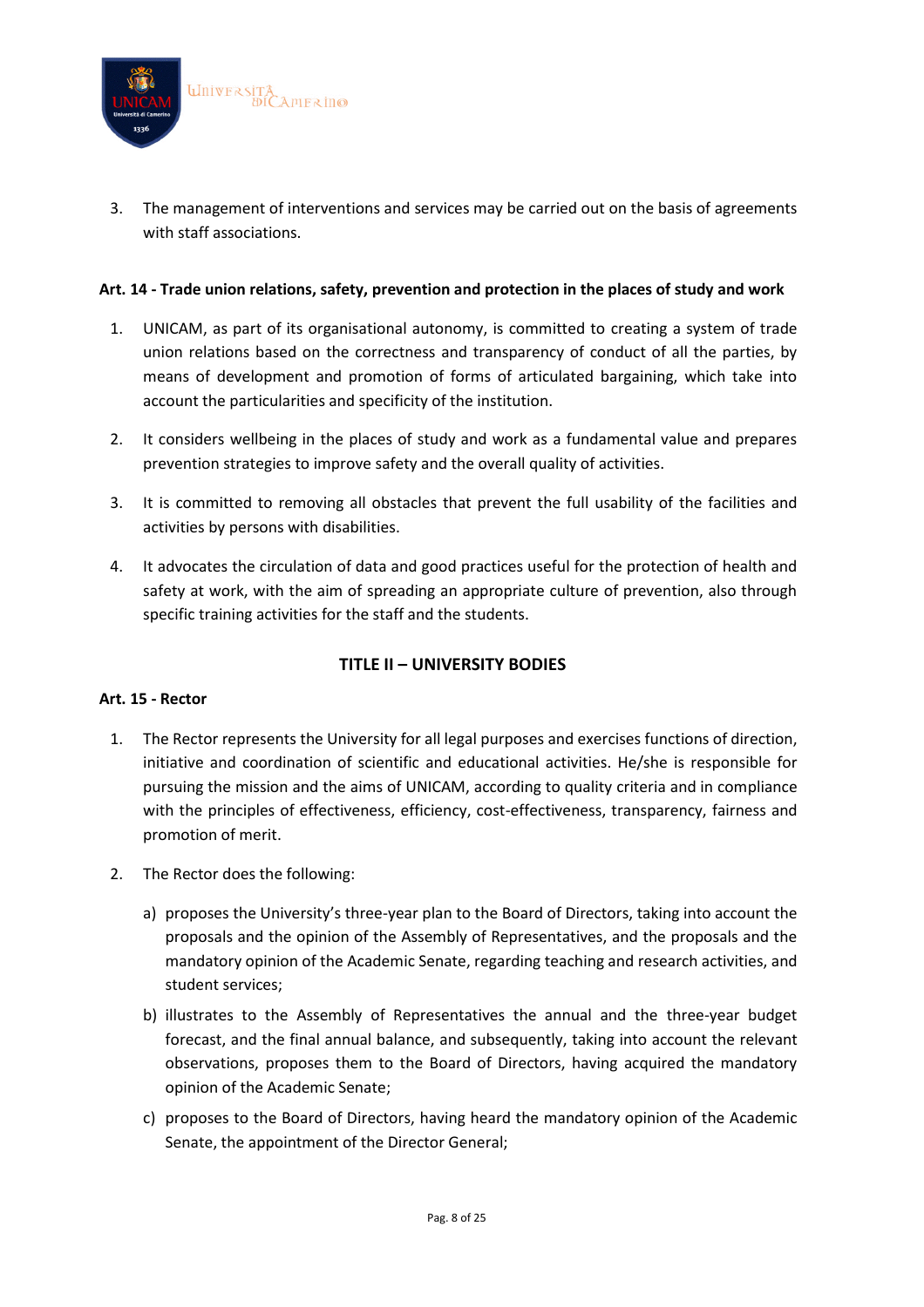3. The management of interventions and services may be carried out on the basis of agreements with staff associations.

**Art. 14 - Trade union relations, safety, prevention and protection in the places of study and work**

1. UNICAM, as part of its organisational autonomy, is committed to creating a system of trade union relations based on the correctness and transparency of conduct of all the parties, by means of development and promotion of forms of articulated bargaining, which take into account the particularities and specificity of the institution.

2. It considers wellbeing in the places of study and work as a fundamental value and prepares prevention strategies to improve safety and the overall quality of activities.

3. It is committed to removing all obstacles that prevent the full usability of the facilities and activities by persons with disabilities.

4. It advocates the circulation of data and good practices useful for the protection of health and safety at work, with the aim of spreading an appropriate culture of prevention, also through specific training activities for the staff and the students.

## TITLE II – UNIVERSITY BODIES

**Art. 15 - Rector**

1. The Rector represents the University for all legal purposes and exercises functions of direction, initiative and coordination of scientific and educational activities. He/she is responsible for pursuing the mission and the aims of UNICAM, according to quality criteria and in compliance with the principles of effectiveness, efficiency, cost-effectiveness, transparency, fairness and promotion of merit.

2. The Rector does the following:

   a) proposes the University's three-year plan to the Board of Directors, taking into account the proposals and the opinion of the Assembly of Representatives, and the proposals and the mandatory opinion of the Academic Senate, regarding teaching and research activities, and student services;

   b) illustrates to the Assembly of Representatives the annual and the three-year budget forecast, and the final annual balance, and subsequently, taking into account the relevant observations, proposes them to the Board of Directors, having acquired the mandatory opinion of the Academic Senate;

   c) proposes to the Board of Directors, having heard the mandatory opinion of the Academic Senate, the appointment of the Director General;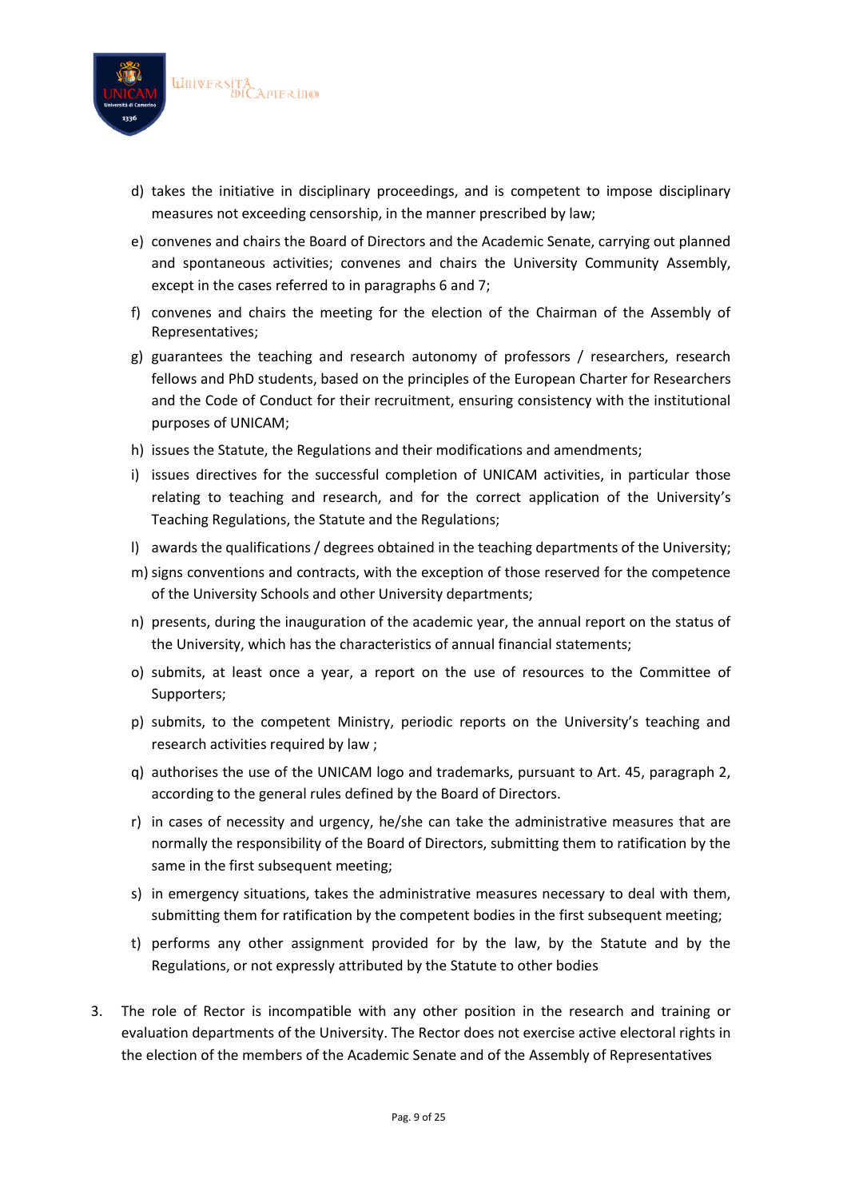d) takes the initiative in disciplinary proceedings, and is competent to impose disciplinary measures not exceeding censorship, in the manner prescribed by law;
e) convenes and chairs the Board of Directors and the Academic Senate, carrying out planned and spontaneous activities; convenes and chairs the University Community Assembly, except in the cases referred to in paragraphs 6 and 7;
f) convenes and chairs the meeting for the election of the Chairman of the Assembly of Representatives;
g) guarantees the teaching and research autonomy of professors / researchers, research fellows and PhD students, based on the principles of the European Charter for Researchers and the Code of Conduct for their recruitment, ensuring consistency with the institutional purposes of UNICAM;
h) issues the Statute, the Regulations and their modifications and amendments;
i) issues directives for the successful completion of UNICAM activities, in particular those relating to teaching and research, and for the correct application of the University's Teaching Regulations, the Statute and the Regulations;
l) awards the qualifications / degrees obtained in the teaching departments of the University;
m) signs conventions and contracts, with the exception of those reserved for the competence of the University Schools and other University departments;
n) presents, during the inauguration of the academic year, the annual report on the status of the University, which has the characteristics of annual financial statements;
o) submits, at least once a year, a report on the use of resources to the Committee of Supporters;
p) submits, to the competent Ministry, periodic reports on the University's teaching and research activities required by law ;
q) authorises the use of the UNICAM logo and trademarks, pursuant to Art. 45, paragraph 2, according to the general rules defined by the Board of Directors.
r) in cases of necessity and urgency, he/she can take the administrative measures that are normally the responsibility of the Board of Directors, submitting them to ratification by the same in the first subsequent meeting;
s) in emergency situations, takes the administrative measures necessary to deal with them, submitting them for ratification by the competent bodies in the first subsequent meeting;
t) performs any other assignment provided for by the law, by the Statute and by the Regulations, or not expressly attributed by the Statute to other bodies

3. The role of Rector is incompatible with any other position in the research and training or evaluation departments of the University. The Rector does not exercise active electoral rights in the election of the members of the Academic Senate and of the Assembly of Representatives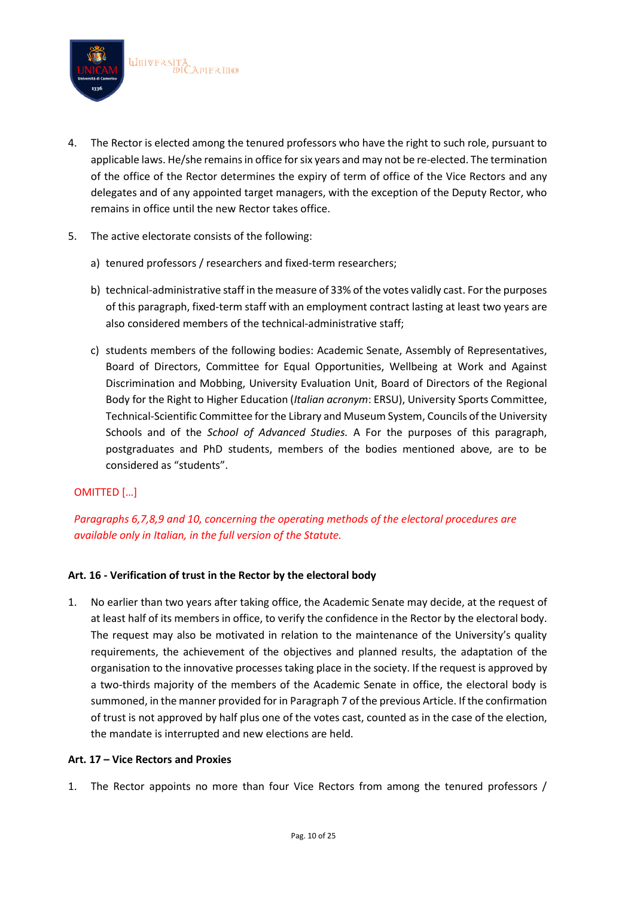4. The Rector is elected among the tenured professors who have the right to such role, pursuant to applicable laws. He/she remains in office for six years and may not be re-elected. The termination of the office of the Rector determines the expiry of term of office of the Vice Rectors and any delegates and of any appointed target managers, with the exception of the Deputy Rector, who remains in office until the new Rector takes office.

5. The active electorate consists of the following:

   a) tenured professors / researchers and fixed-term researchers;

   b) technical-administrative staff in the measure of 33% of the votes validly cast. For the purposes of this paragraph, fixed-term staff with an employment contract lasting at least two years are also considered members of the technical-administrative staff;

   c) students members of the following bodies: Academic Senate, Assembly of Representatives, Board of Directors, Committee for Equal Opportunities, Wellbeing at Work and Against Discrimination and Mobbing, University Evaluation Unit, Board of Directors of the Regional Body for the Right to Higher Education (*Italian acronym*: ERSU), University Sports Committee, Technical-Scientific Committee for the Library and Museum System, Councils of the University Schools and of the *School of Advanced Studies.* A For the purposes of this paragraph, postgraduates and PhD students, members of the bodies mentioned above, are to be considered as "students".

OMITTED […]

*Paragraphs 6,7,8,9 and 10, concerning the operating methods of the electoral procedures are available only in Italian, in the full version of the Statute.*

**Art. 16 - Verification of trust in the Rector by the electoral body**

1. No earlier than two years after taking office, the Academic Senate may decide, at the request of at least half of its members in office, to verify the confidence in the Rector by the electoral body. The request may also be motivated in relation to the maintenance of the University's quality requirements, the achievement of the objectives and planned results, the adaptation of the organisation to the innovative processes taking place in the society. If the request is approved by a two-thirds majority of the members of the Academic Senate in office, the electoral body is summoned, in the manner provided for in Paragraph 7 of the previous Article. If the confirmation of trust is not approved by half plus one of the votes cast, counted as in the case of the election, the mandate is interrupted and new elections are held.

**Art. 17 – Vice Rectors and Proxies**

1. The Rector appoints no more than four Vice Rectors from among the tenured professors /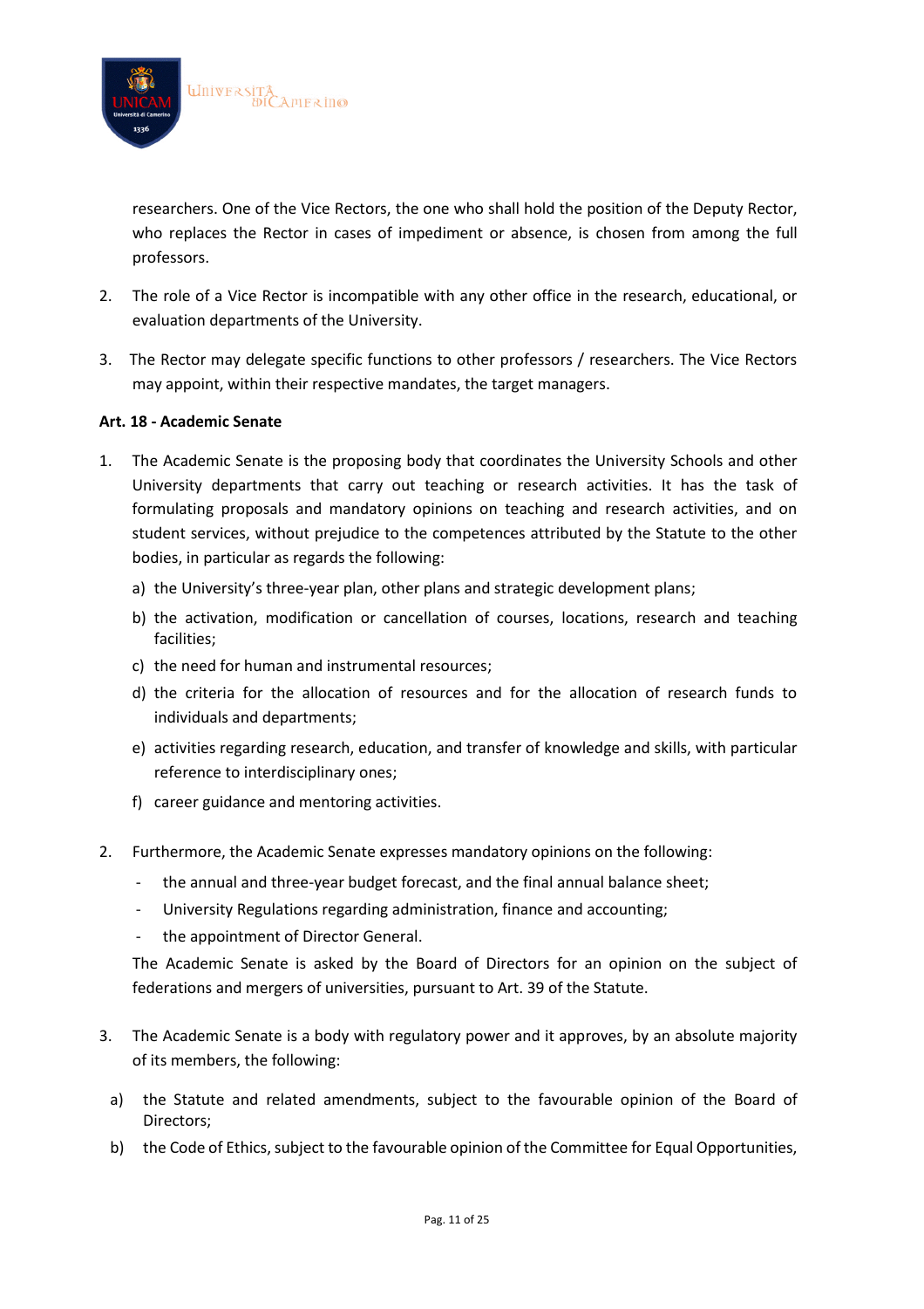researchers. One of the Vice Rectors, the one who shall hold the position of the Deputy Rector, who replaces the Rector in cases of impediment or absence, is chosen from among the full professors.

2. The role of a Vice Rector is incompatible with any other office in the research, educational, or evaluation departments of the University.

3. The Rector may delegate specific functions to other professors / researchers. The Vice Rectors may appoint, within their respective mandates, the target managers.

**Art. 18 - Academic Senate**

1. The Academic Senate is the proposing body that coordinates the University Schools and other University departments that carry out teaching or research activities. It has the task of formulating proposals and mandatory opinions on teaching and research activities, and on student services, without prejudice to the competences attributed by the Statute to the other bodies, in particular as regards the following:
   a) the University's three-year plan, other plans and strategic development plans;
   b) the activation, modification or cancellation of courses, locations, research and teaching facilities;
   c) the need for human and instrumental resources;
   d) the criteria for the allocation of resources and for the allocation of research funds to individuals and departments;
   e) activities regarding research, education, and transfer of knowledge and skills, with particular reference to interdisciplinary ones;
   f) career guidance and mentoring activities.

2. Furthermore, the Academic Senate expresses mandatory opinions on the following:
   - the annual and three-year budget forecast, and the final annual balance sheet;
   - University Regulations regarding administration, finance and accounting;
   - the appointment of Director General.

   The Academic Senate is asked by the Board of Directors for an opinion on the subject of federations and mergers of universities, pursuant to Art. 39 of the Statute.

3. The Academic Senate is a body with regulatory power and it approves, by an absolute majority of its members, the following:

a) the Statute and related amendments, subject to the favourable opinion of the Board of Directors;

b) the Code of Ethics, subject to the favourable opinion of the Committee for Equal Opportunities,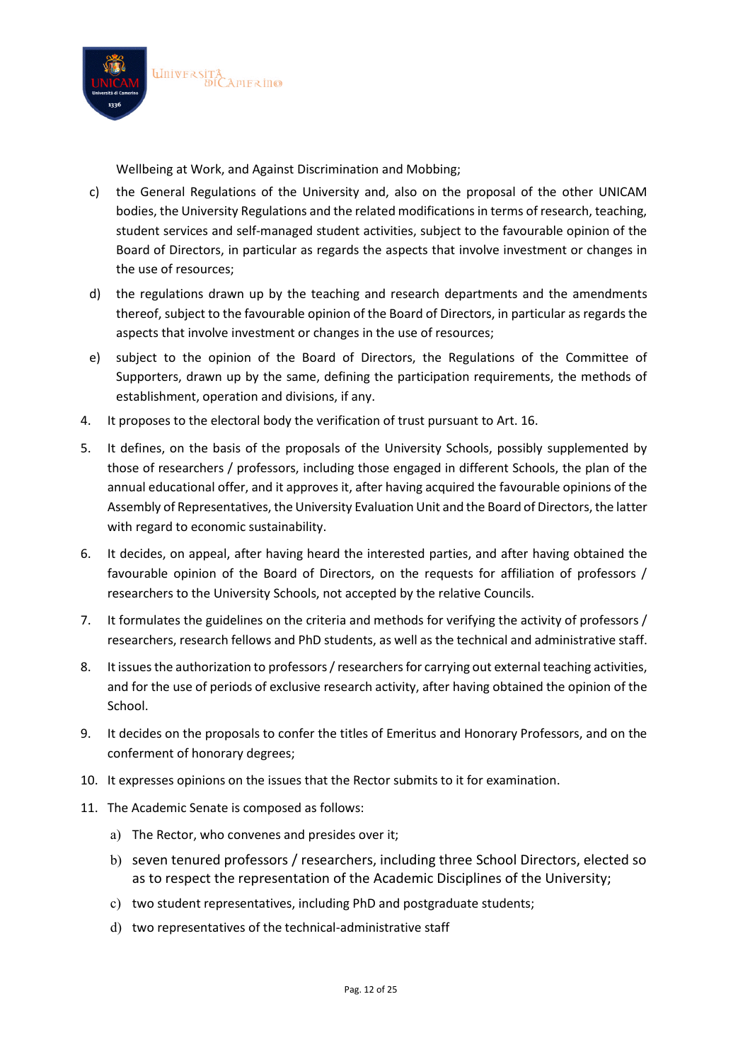Wellbeing at Work, and Against Discrimination and Mobbing;

c) the General Regulations of the University and, also on the proposal of the other UNICAM bodies, the University Regulations and the related modifications in terms of research, teaching, student services and self-managed student activities, subject to the favourable opinion of the Board of Directors, in particular as regards the aspects that involve investment or changes in the use of resources;

d) the regulations drawn up by the teaching and research departments and the amendments thereof, subject to the favourable opinion of the Board of Directors, in particular as regards the aspects that involve investment or changes in the use of resources;

e) subject to the opinion of the Board of Directors, the Regulations of the Committee of Supporters, drawn up by the same, defining the participation requirements, the methods of establishment, operation and divisions, if any.

4. It proposes to the electoral body the verification of trust pursuant to Art. 16.

5. It defines, on the basis of the proposals of the University Schools, possibly supplemented by those of researchers / professors, including those engaged in different Schools, the plan of the annual educational offer, and it approves it, after having acquired the favourable opinions of the Assembly of Representatives, the University Evaluation Unit and the Board of Directors, the latter with regard to economic sustainability.

6. It decides, on appeal, after having heard the interested parties, and after having obtained the favourable opinion of the Board of Directors, on the requests for affiliation of professors / researchers to the University Schools, not accepted by the relative Councils.

7. It formulates the guidelines on the criteria and methods for verifying the activity of professors / researchers, research fellows and PhD students, as well as the technical and administrative staff.

8. It issues the authorization to professors / researchers for carrying out external teaching activities, and for the use of periods of exclusive research activity, after having obtained the opinion of the School.

9. It decides on the proposals to confer the titles of Emeritus and Honorary Professors, and on the conferment of honorary degrees;

10. It expresses opinions on the issues that the Rector submits to it for examination.

11. The Academic Senate is composed as follows:

    a) The Rector, who convenes and presides over it;

    b) seven tenured professors / researchers, including three School Directors, elected so as to respect the representation of the Academic Disciplines of the University;

    c) two student representatives, including PhD and postgraduate students;

    d) two representatives of the technical-administrative staff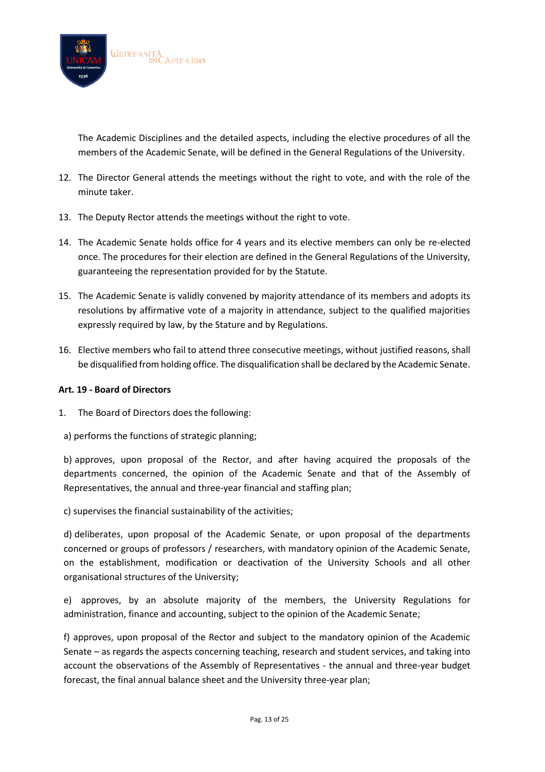The Academic Disciplines and the detailed aspects, including the elective procedures of all the members of the Academic Senate, will be defined in the General Regulations of the University.

12. The Director General attends the meetings without the right to vote, and with the role of the minute taker.

13. The Deputy Rector attends the meetings without the right to vote.

14. The Academic Senate holds office for 4 years and its elective members can only be re-elected once. The procedures for their election are defined in the General Regulations of the University, guaranteeing the representation provided for by the Statute.

15. The Academic Senate is validly convened by majority attendance of its members and adopts its resolutions by affirmative vote of a majority in attendance, subject to the qualified majorities expressly required by law, by the Stature and by Regulations.

16. Elective members who fail to attend three consecutive meetings, without justified reasons, shall be disqualified from holding office. The disqualification shall be declared by the Academic Senate.

**Art. 19 - Board of Directors**

1. The Board of Directors does the following:

a) performs the functions of strategic planning;

b) approves, upon proposal of the Rector, and after having acquired the proposals of the departments concerned, the opinion of the Academic Senate and that of the Assembly of Representatives, the annual and three-year financial and staffing plan;

c) supervises the financial sustainability of the activities;

d) deliberates, upon proposal of the Academic Senate, or upon proposal of the departments concerned or groups of professors / researchers, with mandatory opinion of the Academic Senate, on the establishment, modification or deactivation of the University Schools and all other organisational structures of the University;

e) approves, by an absolute majority of the members, the University Regulations for administration, finance and accounting, subject to the opinion of the Academic Senate;

f) approves, upon proposal of the Rector and subject to the mandatory opinion of the Academic Senate – as regards the aspects concerning teaching, research and student services, and taking into account the observations of the Assembly of Representatives - the annual and three-year budget forecast, the final annual balance sheet and the University three-year plan;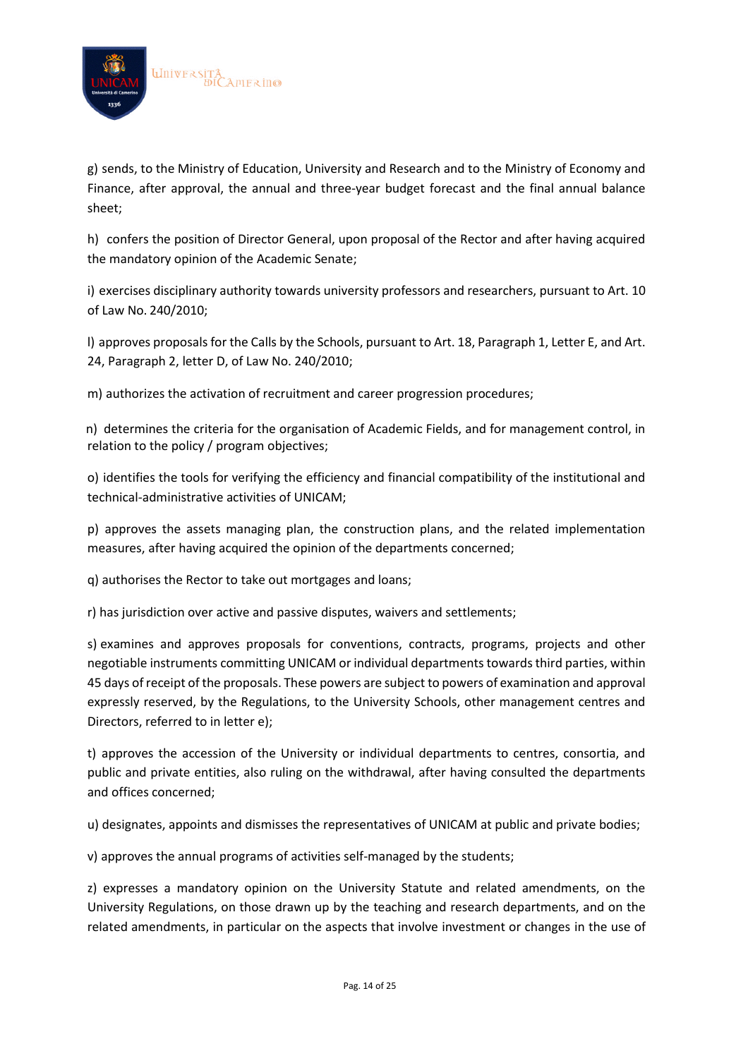g) sends, to the Ministry of Education, University and Research and to the Ministry of Economy and Finance, after approval, the annual and three-year budget forecast and the final annual balance sheet;

h) confers the position of Director General, upon proposal of the Rector and after having acquired the mandatory opinion of the Academic Senate;

i) exercises disciplinary authority towards university professors and researchers, pursuant to Art. 10 of Law No. 240/2010;

l) approves proposals for the Calls by the Schools, pursuant to Art. 18, Paragraph 1, Letter E, and Art. 24, Paragraph 2, letter D, of Law No. 240/2010;

m) authorizes the activation of recruitment and career progression procedures;

n) determines the criteria for the organisation of Academic Fields, and for management control, in relation to the policy / program objectives;

o) identifies the tools for verifying the efficiency and financial compatibility of the institutional and technical-administrative activities of UNICAM;

p) approves the assets managing plan, the construction plans, and the related implementation measures, after having acquired the opinion of the departments concerned;

q) authorises the Rector to take out mortgages and loans;

r) has jurisdiction over active and passive disputes, waivers and settlements;

s) examines and approves proposals for conventions, contracts, programs, projects and other negotiable instruments committing UNICAM or individual departments towards third parties, within 45 days of receipt of the proposals. These powers are subject to powers of examination and approval expressly reserved, by the Regulations, to the University Schools, other management centres and Directors, referred to in letter e);

t) approves the accession of the University or individual departments to centres, consortia, and public and private entities, also ruling on the withdrawal, after having consulted the departments and offices concerned;

u) designates, appoints and dismisses the representatives of UNICAM at public and private bodies;

v) approves the annual programs of activities self-managed by the students;

z) expresses a mandatory opinion on the University Statute and related amendments, on the University Regulations, on those drawn up by the teaching and research departments, and on the related amendments, in particular on the aspects that involve investment or changes in the use of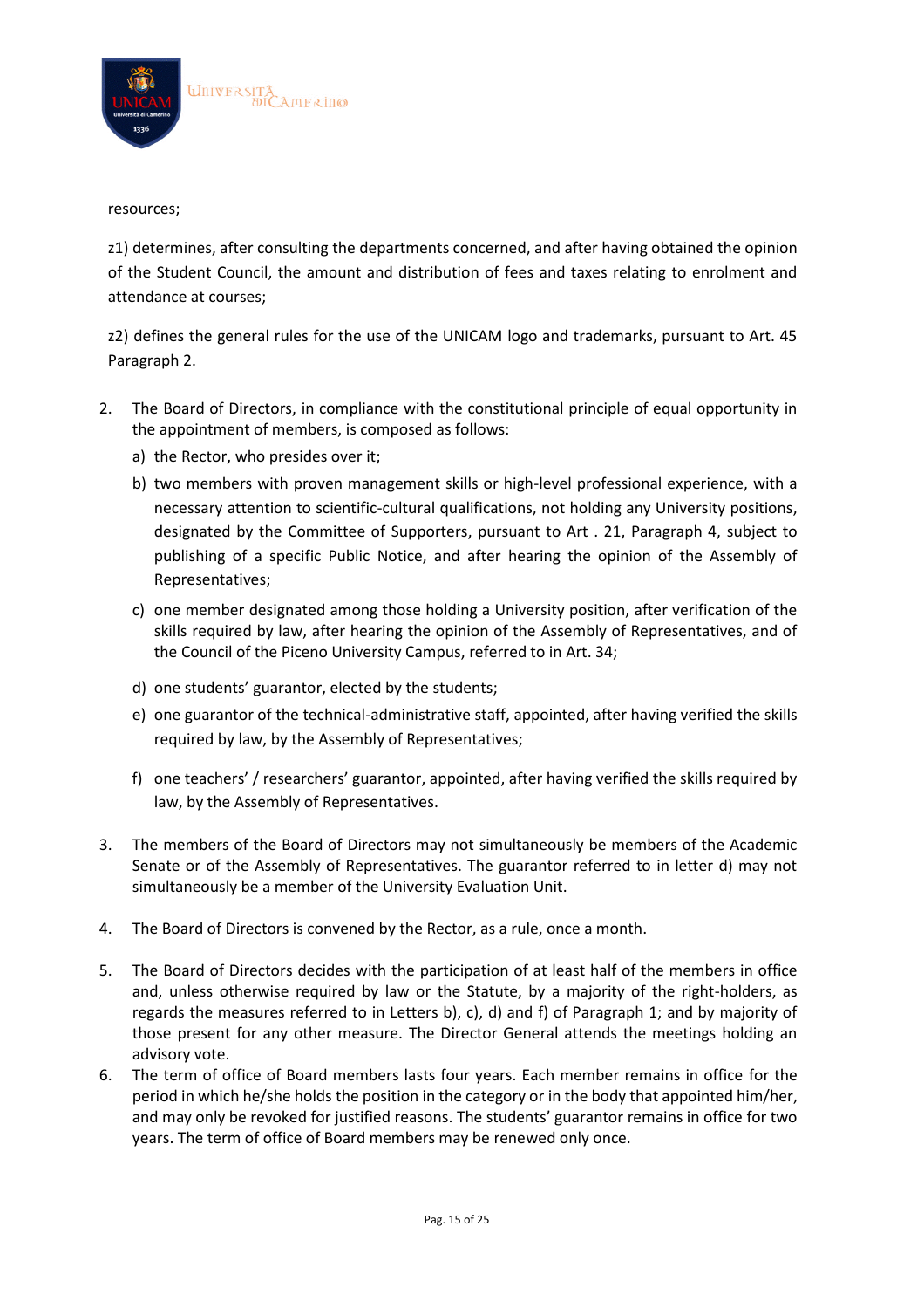resources;

z1) determines, after consulting the departments concerned, and after having obtained the opinion of the Student Council, the amount and distribution of fees and taxes relating to enrolment and attendance at courses;

z2) defines the general rules for the use of the UNICAM logo and trademarks, pursuant to Art. 45 Paragraph 2.

2. The Board of Directors, in compliance with the constitutional principle of equal opportunity in the appointment of members, is composed as follows:
    a) the Rector, who presides over it;
    b) two members with proven management skills or high-level professional experience, with a necessary attention to scientific-cultural qualifications, not holding any University positions, designated by the Committee of Supporters, pursuant to Art . 21, Paragraph 4, subject to publishing of a specific Public Notice, and after hearing the opinion of the Assembly of Representatives;
    c) one member designated among those holding a University position, after verification of the skills required by law, after hearing the opinion of the Assembly of Representatives, and of the Council of the Piceno University Campus, referred to in Art. 34;
    d) one students' guarantor, elected by the students;
    e) one guarantor of the technical-administrative staff, appointed, after having verified the skills required by law, by the Assembly of Representatives;
    f) one teachers' / researchers' guarantor, appointed, after having verified the skills required by law, by the Assembly of Representatives.

3. The members of the Board of Directors may not simultaneously be members of the Academic Senate or of the Assembly of Representatives. The guarantor referred to in letter d) may not simultaneously be a member of the University Evaluation Unit.

4. The Board of Directors is convened by the Rector, as a rule, once a month.

5. The Board of Directors decides with the participation of at least half of the members in office and, unless otherwise required by law or the Statute, by a majority of the right-holders, as regards the measures referred to in Letters b), c), d) and f) of Paragraph 1; and by majority of those present for any other measure. The Director General attends the meetings holding an advisory vote.

6. The term of office of Board members lasts four years. Each member remains in office for the period in which he/she holds the position in the category or in the body that appointed him/her, and may only be revoked for justified reasons. The students' guarantor remains in office for two years. The term of office of Board members may be renewed only once.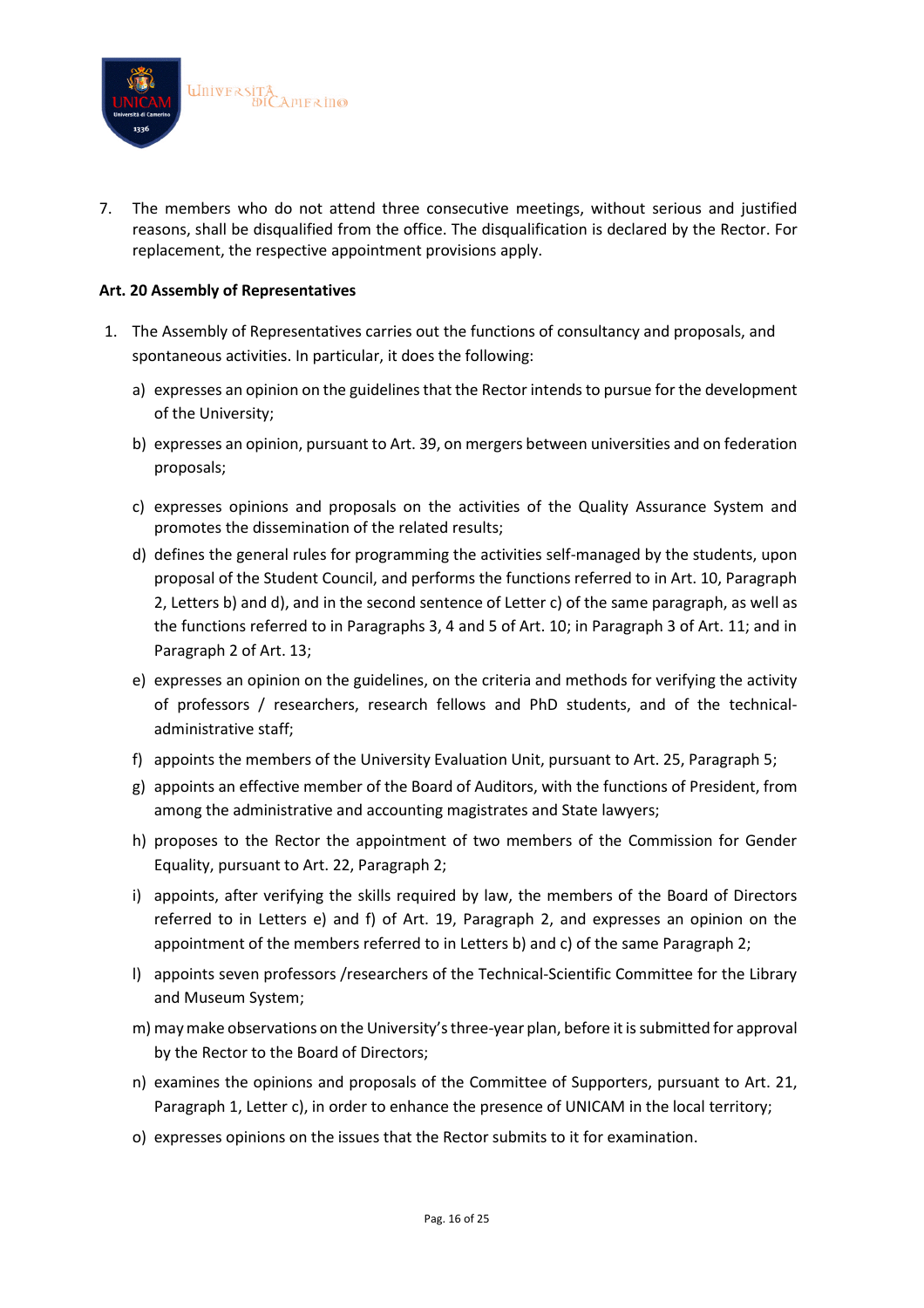7. The members who do not attend three consecutive meetings, without serious and justified reasons, shall be disqualified from the office. The disqualification is declared by the Rector. For replacement, the respective appointment provisions apply.

**Art. 20 Assembly of Representatives**

1. The Assembly of Representatives carries out the functions of consultancy and proposals, and spontaneous activities. In particular, it does the following:

   a) expresses an opinion on the guidelines that the Rector intends to pursue for the development of the University;

   b) expresses an opinion, pursuant to Art. 39, on mergers between universities and on federation proposals;

   c) expresses opinions and proposals on the activities of the Quality Assurance System and promotes the dissemination of the related results;

   d) defines the general rules for programming the activities self-managed by the students, upon proposal of the Student Council, and performs the functions referred to in Art. 10, Paragraph 2, Letters b) and d), and in the second sentence of Letter c) of the same paragraph, as well as the functions referred to in Paragraphs 3, 4 and 5 of Art. 10; in Paragraph 3 of Art. 11; and in Paragraph 2 of Art. 13;

   e) expresses an opinion on the guidelines, on the criteria and methods for verifying the activity of professors / researchers, research fellows and PhD students, and of the technical-administrative staff;

   f) appoints the members of the University Evaluation Unit, pursuant to Art. 25, Paragraph 5;

   g) appoints an effective member of the Board of Auditors, with the functions of President, from among the administrative and accounting magistrates and State lawyers;

   h) proposes to the Rector the appointment of two members of the Commission for Gender Equality, pursuant to Art. 22, Paragraph 2;

   i) appoints, after verifying the skills required by law, the members of the Board of Directors referred to in Letters e) and f) of Art. 19, Paragraph 2, and expresses an opinion on the appointment of the members referred to in Letters b) and c) of the same Paragraph 2;

   l) appoints seven professors /researchers of the Technical-Scientific Committee for the Library and Museum System;

   m) may make observations on the University's three-year plan, before it is submitted for approval by the Rector to the Board of Directors;

   n) examines the opinions and proposals of the Committee of Supporters, pursuant to Art. 21, Paragraph 1, Letter c), in order to enhance the presence of UNICAM in the local territory;

   o) expresses opinions on the issues that the Rector submits to it for examination.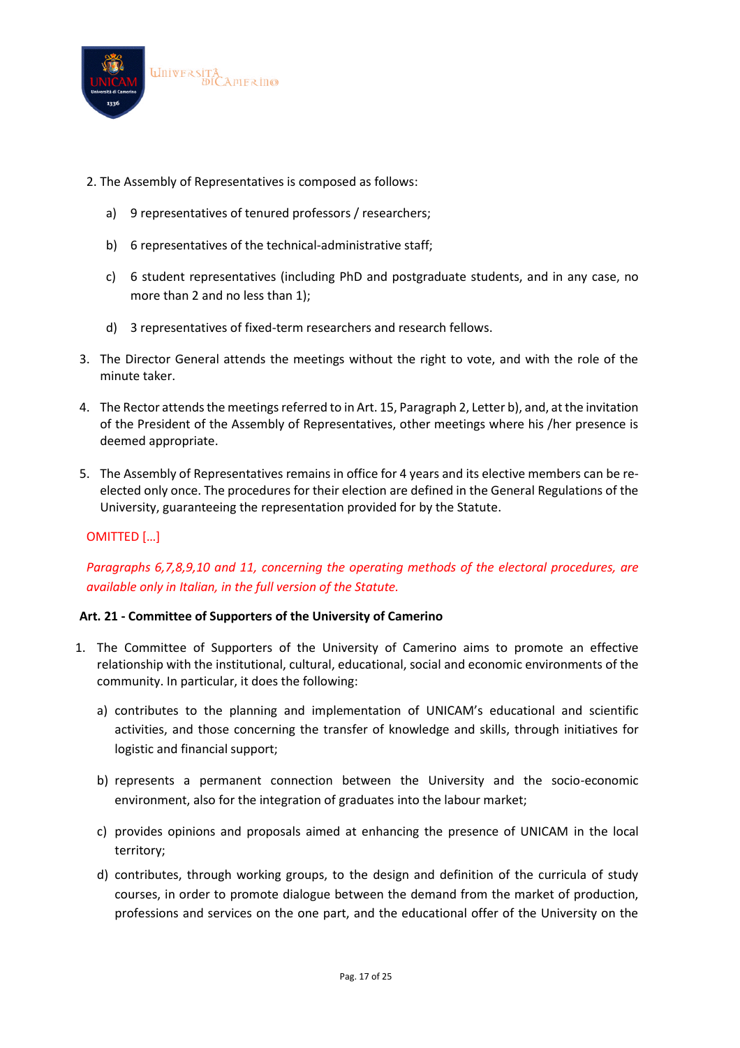2. The Assembly of Representatives is composed as follows:

   a) 9 representatives of tenured professors / researchers;

   b) 6 representatives of the technical-administrative staff;

   c) 6 student representatives (including PhD and postgraduate students, and in any case, no more than 2 and no less than 1);

   d) 3 representatives of fixed-term researchers and research fellows.

3. The Director General attends the meetings without the right to vote, and with the role of the minute taker.

4. The Rector attends the meetings referred to in Art. 15, Paragraph 2, Letter b), and, at the invitation of the President of the Assembly of Representatives, other meetings where his /her presence is deemed appropriate.

5. The Assembly of Representatives remains in office for 4 years and its elective members can be re-elected only once. The procedures for their election are defined in the General Regulations of the University, guaranteeing the representation provided for by the Statute.

OMITTED […]

*Paragraphs 6,7,8,9,10 and 11, concerning the operating methods of the electoral procedures, are available only in Italian, in the full version of the Statute.*

**Art. 21 - Committee of Supporters of the University of Camerino**

1. The Committee of Supporters of the University of Camerino aims to promote an effective relationship with the institutional, cultural, educational, social and economic environments of the community. In particular, it does the following:

   a) contributes to the planning and implementation of UNICAM's educational and scientific activities, and those concerning the transfer of knowledge and skills, through initiatives for logistic and financial support;

   b) represents a permanent connection between the University and the socio-economic environment, also for the integration of graduates into the labour market;

   c) provides opinions and proposals aimed at enhancing the presence of UNICAM in the local territory;

   d) contributes, through working groups, to the design and definition of the curricula of study courses, in order to promote dialogue between the demand from the market of production, professions and services on the one part, and the educational offer of the University on the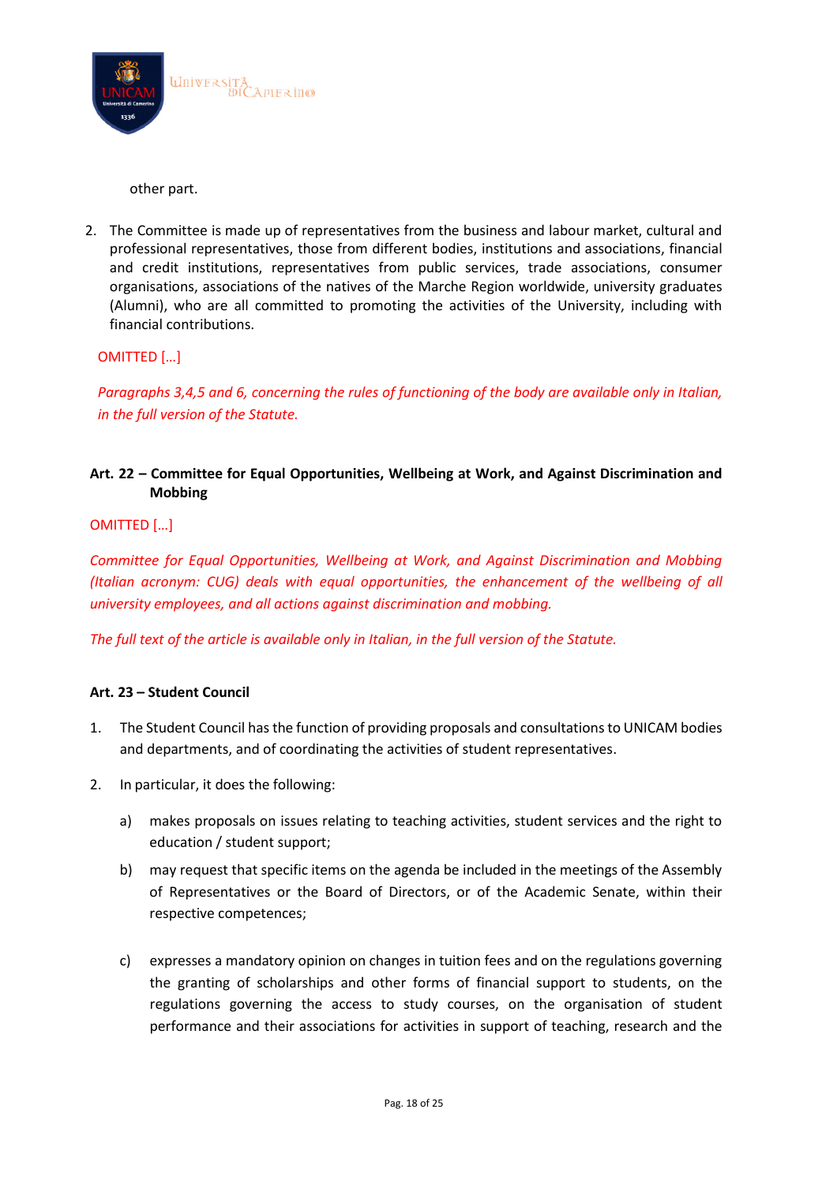other part.

2. The Committee is made up of representatives from the business and labour market, cultural and professional representatives, those from different bodies, institutions and associations, financial and credit institutions, representatives from public services, trade associations, consumer organisations, associations of the natives of the Marche Region worldwide, university graduates (Alumni), who are all committed to promoting the activities of the University, including with financial contributions.

OMITTED […]

*Paragraphs 3,4,5 and 6, concerning the rules of functioning of the body are available only in Italian, in the full version of the Statute.*

**Art. 22 – Committee for Equal Opportunities, Wellbeing at Work, and Against Discrimination and Mobbing**

OMITTED […]

*Committee for Equal Opportunities, Wellbeing at Work, and Against Discrimination and Mobbing (Italian acronym: CUG) deals with equal opportunities, the enhancement of the wellbeing of all university employees, and all actions against discrimination and mobbing.*

*The full text of the article is available only in Italian, in the full version of the Statute.*

**Art. 23 – Student Council**

1. The Student Council has the function of providing proposals and consultations to UNICAM bodies and departments, and of coordinating the activities of student representatives.

2. In particular, it does the following:

   a) makes proposals on issues relating to teaching activities, student services and the right to education / student support;

   b) may request that specific items on the agenda be included in the meetings of the Assembly of Representatives or the Board of Directors, or of the Academic Senate, within their respective competences;

   c) expresses a mandatory opinion on changes in tuition fees and on the regulations governing the granting of scholarships and other forms of financial support to students, on the regulations governing the access to study courses, on the organisation of student performance and their associations for activities in support of teaching, research and the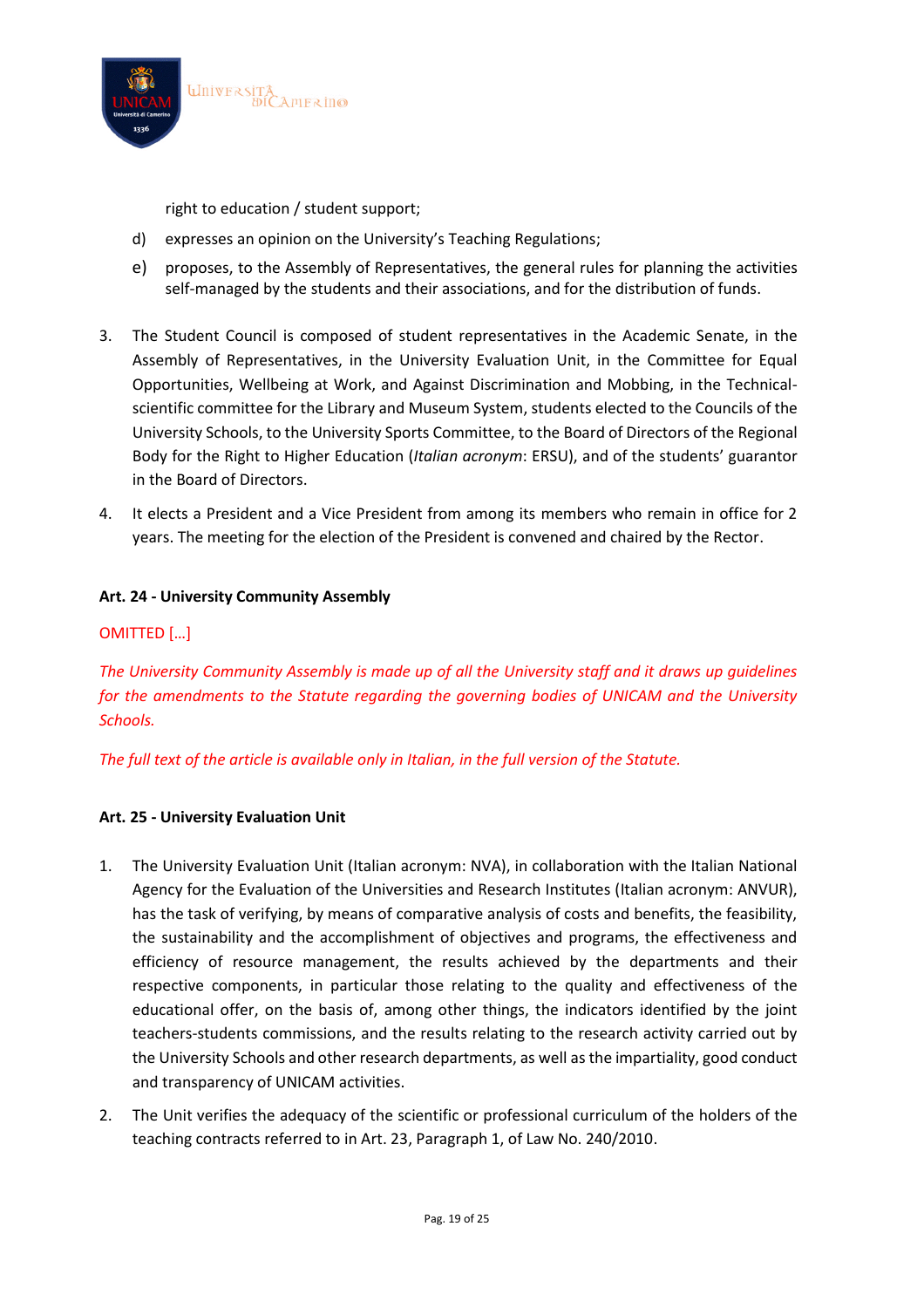right to education / student support;

d) expresses an opinion on the University's Teaching Regulations;

e) proposes, to the Assembly of Representatives, the general rules for planning the activities self-managed by the students and their associations, and for the distribution of funds.

3. The Student Council is composed of student representatives in the Academic Senate, in the Assembly of Representatives, in the University Evaluation Unit, in the Committee for Equal Opportunities, Wellbeing at Work, and Against Discrimination and Mobbing, in the Technical-scientific committee for the Library and Museum System, students elected to the Councils of the University Schools, to the University Sports Committee, to the Board of Directors of the Regional Body for the Right to Higher Education (*Italian acronym*: ERSU), and of the students' guarantor in the Board of Directors.

4. It elects a President and a Vice President from among its members who remain in office for 2 years. The meeting for the election of the President is convened and chaired by the Rector.

**Art. 24 - University Community Assembly**

OMITTED […]

*The University Community Assembly is made up of all the University staff and it draws up guidelines for the amendments to the Statute regarding the governing bodies of UNICAM and the University Schools.*

*The full text of the article is available only in Italian, in the full version of the Statute.*

**Art. 25 - University Evaluation Unit**

1. The University Evaluation Unit (Italian acronym: NVA), in collaboration with the Italian National Agency for the Evaluation of the Universities and Research Institutes (Italian acronym: ANVUR), has the task of verifying, by means of comparative analysis of costs and benefits, the feasibility, the sustainability and the accomplishment of objectives and programs, the effectiveness and efficiency of resource management, the results achieved by the departments and their respective components, in particular those relating to the quality and effectiveness of the educational offer, on the basis of, among other things, the indicators identified by the joint teachers-students commissions, and the results relating to the research activity carried out by the University Schools and other research departments, as well as the impartiality, good conduct and transparency of UNICAM activities.

2. The Unit verifies the adequacy of the scientific or professional curriculum of the holders of the teaching contracts referred to in Art. 23, Paragraph 1, of Law No. 240/2010.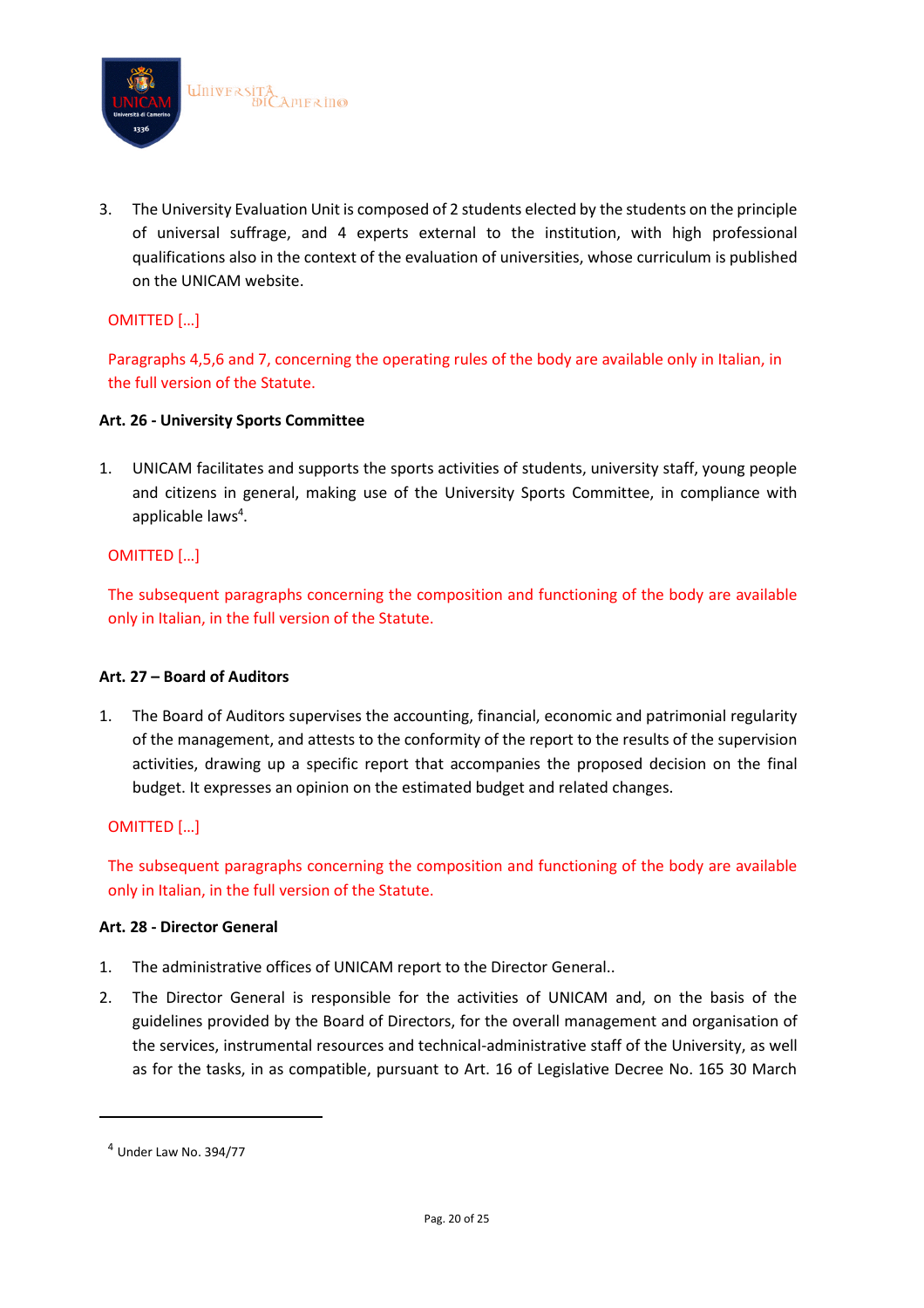3. The University Evaluation Unit is composed of 2 students elected by the students on the principle of universal suffrage, and 4 experts external to the institution, with high professional qualifications also in the context of the evaluation of universities, whose curriculum is published on the UNICAM website.

OMITTED […]

Paragraphs 4,5,6 and 7, concerning the operating rules of the body are available only in Italian, in the full version of the Statute.

**Art. 26 - University Sports Committee**

1. UNICAM facilitates and supports the sports activities of students, university staff, young people and citizens in general, making use of the University Sports Committee, in compliance with applicable laws[4].

OMITTED […]

The subsequent paragraphs concerning the composition and functioning of the body are available only in Italian, in the full version of the Statute.

**Art. 27 – Board of Auditors**

1. The Board of Auditors supervises the accounting, financial, economic and patrimonial regularity of the management, and attests to the conformity of the report to the results of the supervision activities, drawing up a specific report that accompanies the proposed decision on the final budget. It expresses an opinion on the estimated budget and related changes.

OMITTED […]

The subsequent paragraphs concerning the composition and functioning of the body are available only in Italian, in the full version of the Statute.

**Art. 28 - Director General**

1. The administrative offices of UNICAM report to the Director General..
2. The Director General is responsible for the activities of UNICAM and, on the basis of the guidelines provided by the Board of Directors, for the overall management and organisation of the services, instrumental resources and technical-administrative staff of the University, as well as for the tasks, in as compatible, pursuant to Art. 16 of Legislative Decree No. 165 30 March

---

[4] Under Law No. 394/77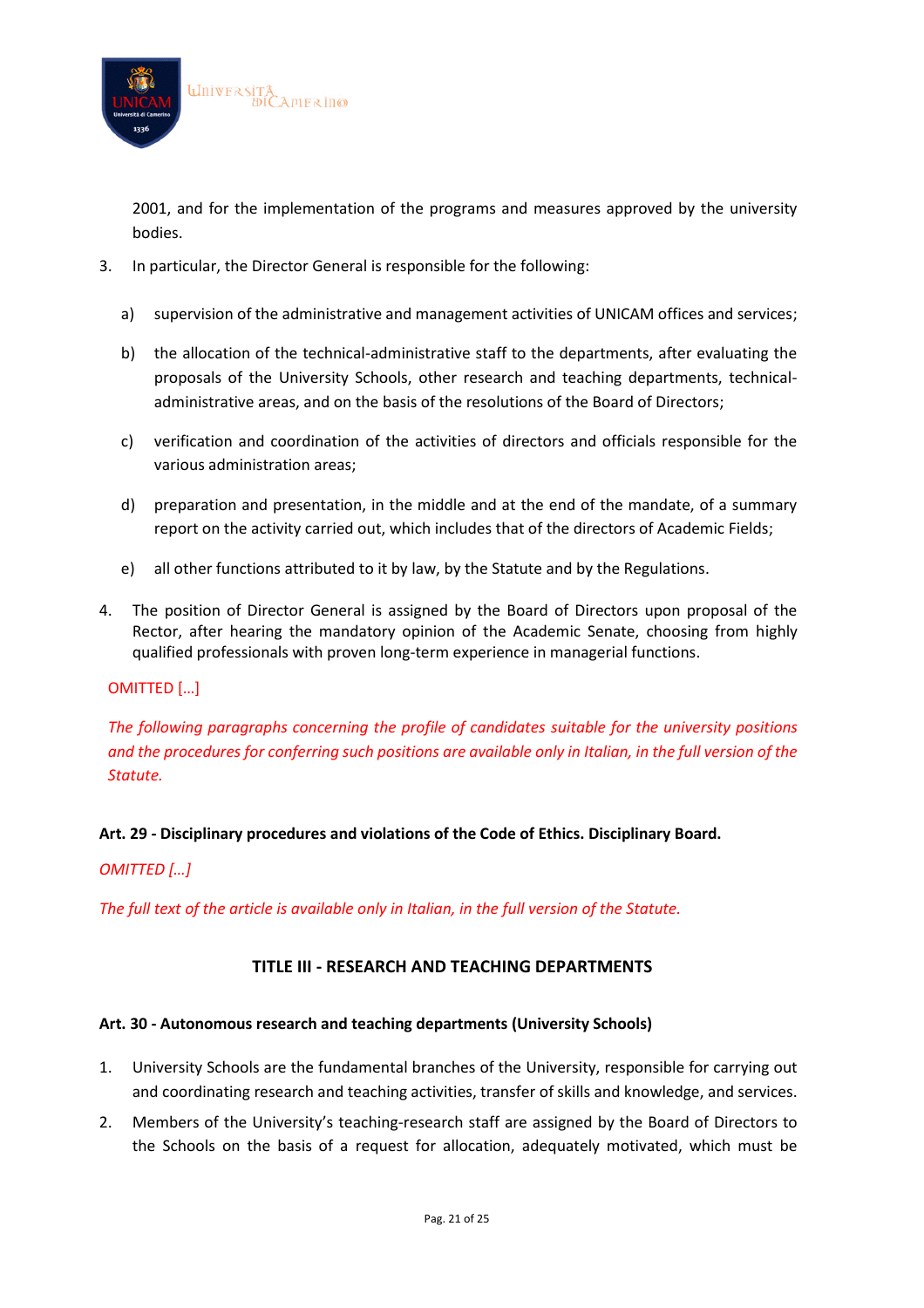2001, and for the implementation of the programs and measures approved by the university bodies.

3. In particular, the Director General is responsible for the following:

   a) supervision of the administrative and management activities of UNICAM offices and services;

   b) the allocation of the technical-administrative staff to the departments, after evaluating the proposals of the University Schools, other research and teaching departments, technical-administrative areas, and on the basis of the resolutions of the Board of Directors;

   c) verification and coordination of the activities of directors and officials responsible for the various administration areas;

   d) preparation and presentation, in the middle and at the end of the mandate, of a summary report on the activity carried out, which includes that of the directors of Academic Fields;

   e) all other functions attributed to it by law, by the Statute and by the Regulations.

4. The position of Director General is assigned by the Board of Directors upon proposal of the Rector, after hearing the mandatory opinion of the Academic Senate, choosing from highly qualified professionals with proven long-term experience in managerial functions.

OMITTED […]

*The following paragraphs concerning the profile of candidates suitable for the university positions and the procedures for conferring such positions are available only in Italian, in the full version of the Statute.*

**Art. 29 - Disciplinary procedures and violations of the Code of Ethics. Disciplinary Board.**

*OMITTED […]*

*The full text of the article is available only in Italian, in the full version of the Statute.*

## TITLE III - RESEARCH AND TEACHING DEPARTMENTS

**Art. 30 - Autonomous research and teaching departments (University Schools)**

1. University Schools are the fundamental branches of the University, responsible for carrying out and coordinating research and teaching activities, transfer of skills and knowledge, and services.
2. Members of the University's teaching-research staff are assigned by the Board of Directors to the Schools on the basis of a request for allocation, adequately motivated, which must be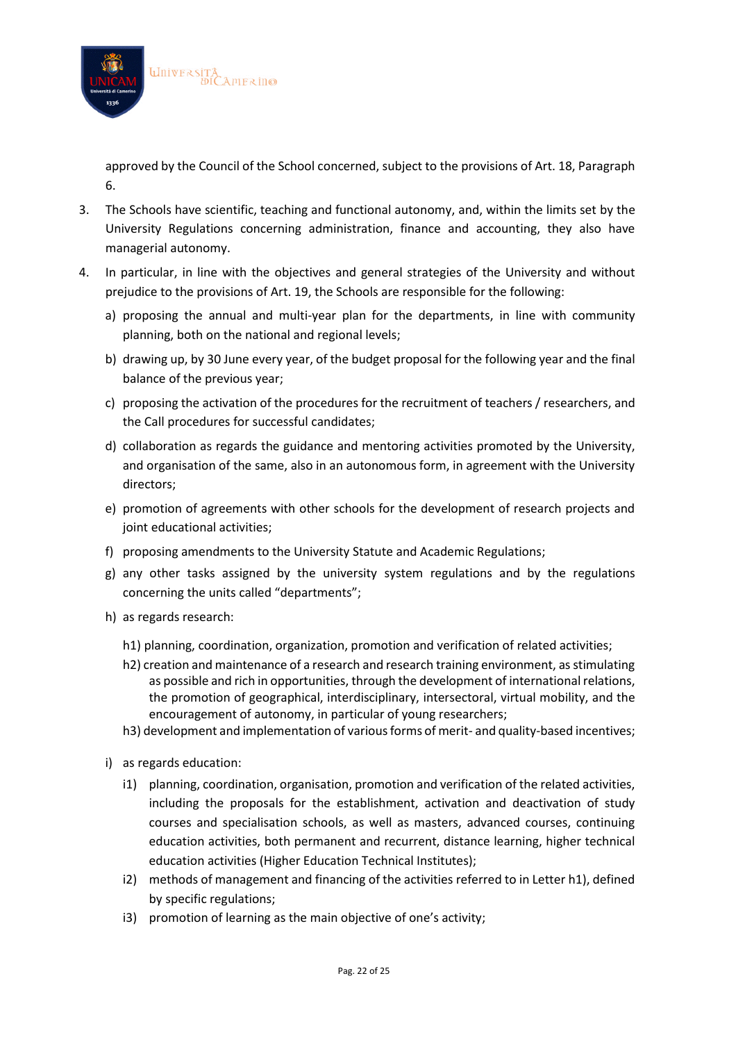approved by the Council of the School concerned, subject to the provisions of Art. 18, Paragraph 6.

3. The Schools have scientific, teaching and functional autonomy, and, within the limits set by the University Regulations concerning administration, finance and accounting, they also have managerial autonomy.

4. In particular, in line with the objectives and general strategies of the University and without prejudice to the provisions of Art. 19, the Schools are responsible for the following:

   a) proposing the annual and multi-year plan for the departments, in line with community planning, both on the national and regional levels;

   b) drawing up, by 30 June every year, of the budget proposal for the following year and the final balance of the previous year;

   c) proposing the activation of the procedures for the recruitment of teachers / researchers, and the Call procedures for successful candidates;

   d) collaboration as regards the guidance and mentoring activities promoted by the University, and organisation of the same, also in an autonomous form, in agreement with the University directors;

   e) promotion of agreements with other schools for the development of research projects and joint educational activities;

   f) proposing amendments to the University Statute and Academic Regulations;

   g) any other tasks assigned by the university system regulations and by the regulations concerning the units called "departments";

   h) as regards research:

      h1) planning, coordination, organization, promotion and verification of related activities;

      h2) creation and maintenance of a research and research training environment, as stimulating as possible and rich in opportunities, through the development of international relations, the promotion of geographical, interdisciplinary, intersectoral, virtual mobility, and the encouragement of autonomy, in particular of young researchers;

      h3) development and implementation of various forms of merit- and quality-based incentives;

   i) as regards education:

      i1) planning, coordination, organisation, promotion and verification of the related activities, including the proposals for the establishment, activation and deactivation of study courses and specialisation schools, as well as masters, advanced courses, continuing education activities, both permanent and recurrent, distance learning, higher technical education activities (Higher Education Technical Institutes);

      i2) methods of management and financing of the activities referred to in Letter h1), defined by specific regulations;

      i3) promotion of learning as the main objective of one's activity;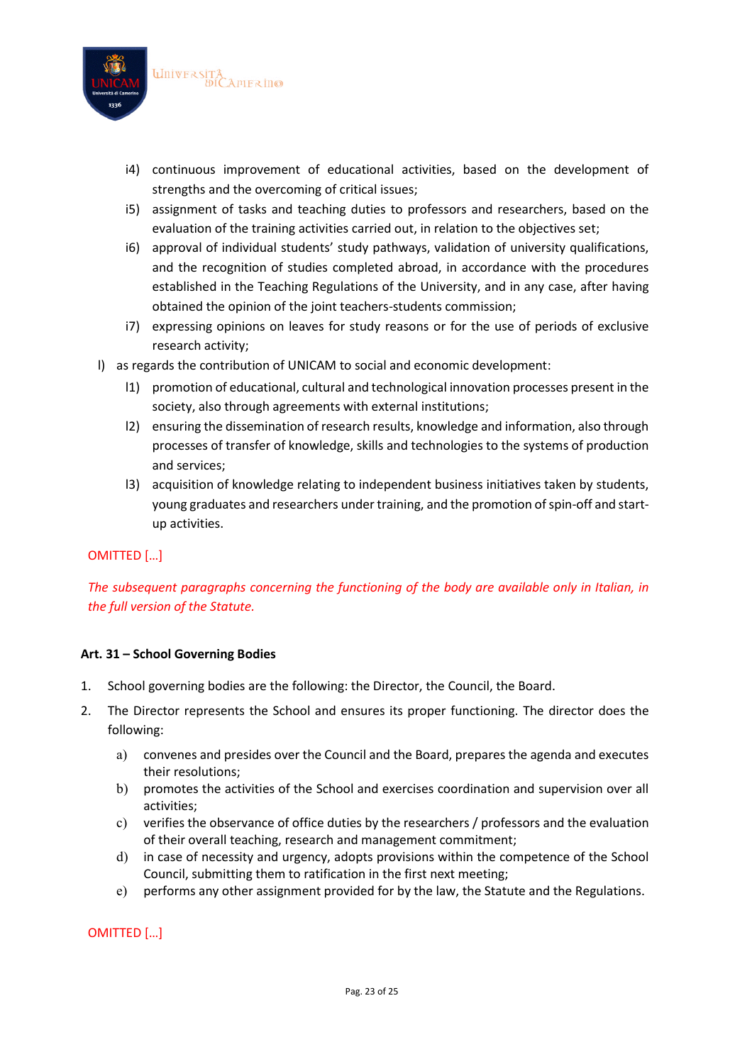- i4) continuous improvement of educational activities, based on the development of strengths and the overcoming of critical issues;
- i5) assignment of tasks and teaching duties to professors and researchers, based on the evaluation of the training activities carried out, in relation to the objectives set;
- i6) approval of individual students' study pathways, validation of university qualifications, and the recognition of studies completed abroad, in accordance with the procedures established in the Teaching Regulations of the University, and in any case, after having obtained the opinion of the joint teachers-students commission;
- i7) expressing opinions on leaves for study reasons or for the use of periods of exclusive research activity;

l) as regards the contribution of UNICAM to social and economic development:

- l1) promotion of educational, cultural and technological innovation processes present in the society, also through agreements with external institutions;
- l2) ensuring the dissemination of research results, knowledge and information, also through processes of transfer of knowledge, skills and technologies to the systems of production and services;
- l3) acquisition of knowledge relating to independent business initiatives taken by students, young graduates and researchers under training, and the promotion of spin-off and start-up activities.

OMITTED […]

*The subsequent paragraphs concerning the functioning of the body are available only in Italian, in the full version of the Statute.*

**Art. 31 – School Governing Bodies**

1. School governing bodies are the following: the Director, the Council, the Board.
2. The Director represents the School and ensures its proper functioning. The director does the following:
   - a) convenes and presides over the Council and the Board, prepares the agenda and executes their resolutions;
   - b) promotes the activities of the School and exercises coordination and supervision over all activities;
   - c) verifies the observance of office duties by the researchers / professors and the evaluation of their overall teaching, research and management commitment;
   - d) in case of necessity and urgency, adopts provisions within the competence of the School Council, submitting them to ratification in the first next meeting;
   - e) performs any other assignment provided for by the law, the Statute and the Regulations.

OMITTED […]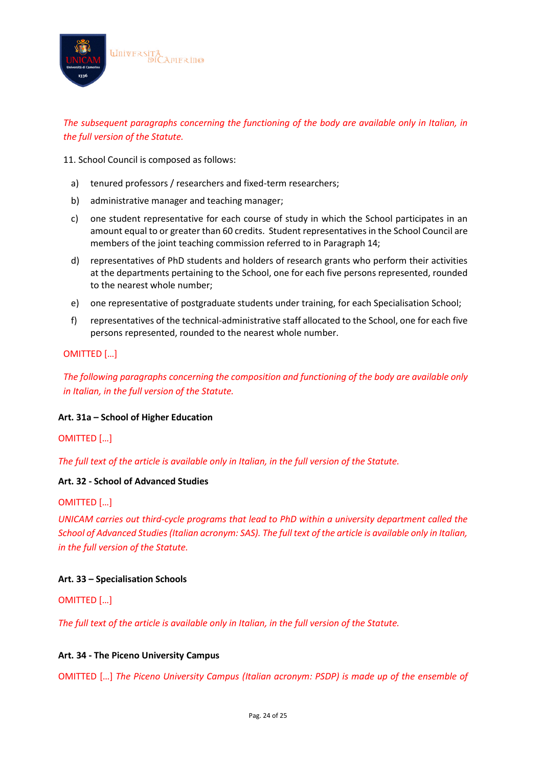*The subsequent paragraphs concerning the functioning of the body are available only in Italian, in the full version of the Statute.*

11. School Council is composed as follows:

a) tenured professors / researchers and fixed-term researchers;

b) administrative manager and teaching manager;

c) one student representative for each course of study in which the School participates in an amount equal to or greater than 60 credits. Student representatives in the School Council are members of the joint teaching commission referred to in Paragraph 14;

d) representatives of PhD students and holders of research grants who perform their activities at the departments pertaining to the School, one for each five persons represented, rounded to the nearest whole number;

e) one representative of postgraduate students under training, for each Specialisation School;

f) representatives of the technical-administrative staff allocated to the School, one for each five persons represented, rounded to the nearest whole number.

OMITTED […]

*The following paragraphs concerning the composition and functioning of the body are available only in Italian, in the full version of the Statute.*

**Art. 31a – School of Higher Education**

OMITTED […]

*The full text of the article is available only in Italian, in the full version of the Statute.*

**Art. 32 - School of Advanced Studies**

OMITTED […]

*UNICAM carries out third-cycle programs that lead to PhD within a university department called the School of Advanced Studies (Italian acronym: SAS). The full text of the article is available only in Italian, in the full version of the Statute.*

**Art. 33 – Specialisation Schools**

OMITTED […]

*The full text of the article is available only in Italian, in the full version of the Statute.*

**Art. 34 - The Piceno University Campus**

OMITTED […] *The Piceno University Campus (Italian acronym: PSDP) is made up of the ensemble of*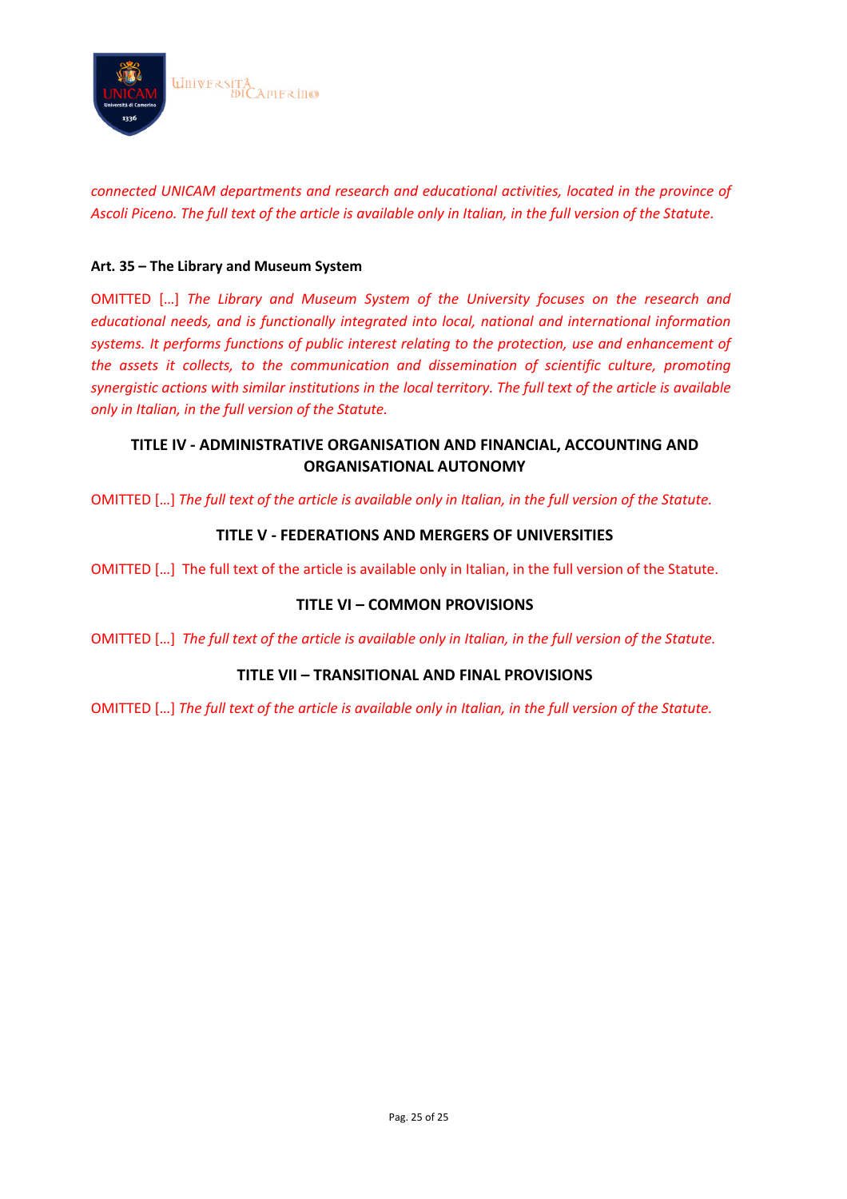*connected UNICAM departments and research and educational activities, located in the province of Ascoli Piceno. The full text of the article is available only in Italian, in the full version of the Statute.*

**Art. 35 – The Library and Museum System**

OMITTED […] *The Library and Museum System of the University focuses on the research and educational needs, and is functionally integrated into local, national and international information systems. It performs functions of public interest relating to the protection, use and enhancement of the assets it collects, to the communication and dissemination of scientific culture, promoting synergistic actions with similar institutions in the local territory. The full text of the article is available only in Italian, in the full version of the Statute.*

## TITLE IV - ADMINISTRATIVE ORGANISATION AND FINANCIAL, ACCOUNTING AND ORGANISATIONAL AUTONOMY

OMITTED […] *The full text of the article is available only in Italian, in the full version of the Statute.*

## TITLE V - FEDERATIONS AND MERGERS OF UNIVERSITIES

OMITTED […] The full text of the article is available only in Italian, in the full version of the Statute.

## TITLE VI – COMMON PROVISIONS

OMITTED […] *The full text of the article is available only in Italian, in the full version of the Statute.*

## TITLE VII – TRANSITIONAL AND FINAL PROVISIONS

OMITTED […] *The full text of the article is available only in Italian, in the full version of the Statute.*